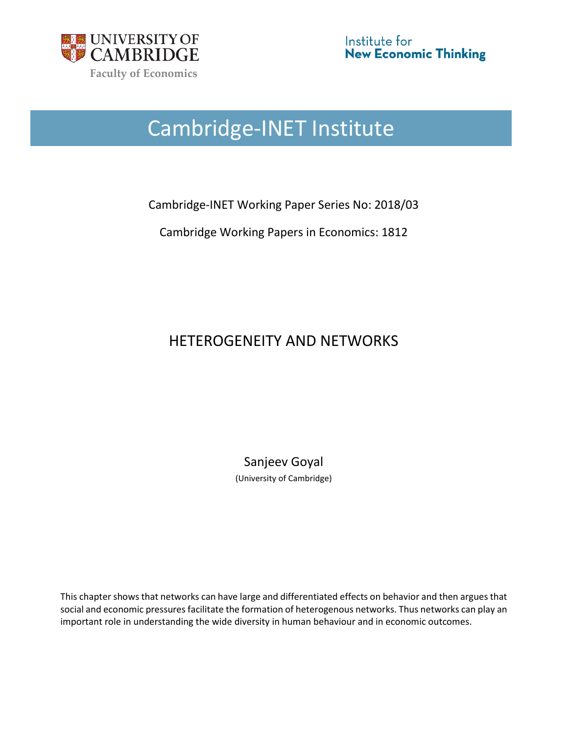UNIVERSITY OF CAMBRIDGE

Faculty of Economics

Institute for New Economic Thinking

# Cambridge-INET Institute

Cambridge-INET Working Paper Series No: 2018/03

Cambridge Working Papers in Economics: 1812

## HETEROGENEITY AND NETWORKS

Sanjeev Goyal

(University of Cambridge)

This chapter shows that networks can have large and differentiated effects on behavior and then argues that social and economic pressures facilitate the formation of heterogenous networks. Thus networks can play an important role in understanding the wide diversity in human behaviour and in economic outcomes.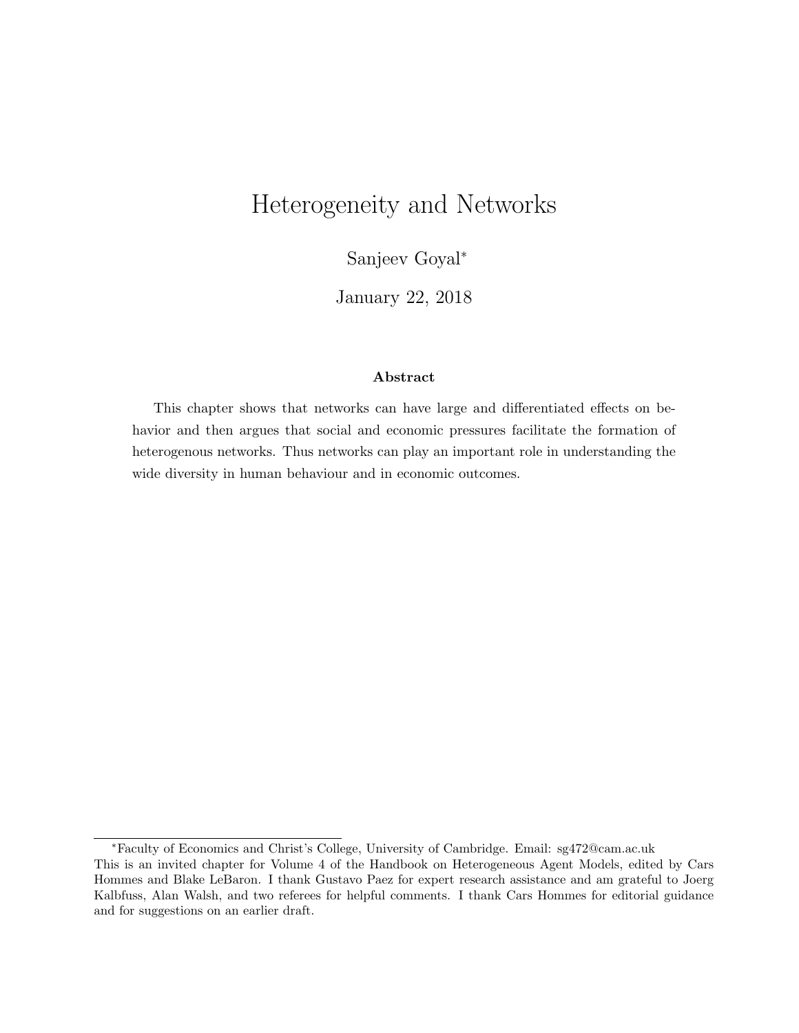# Heterogeneity and Networks

Sanjeev Goyal*

January 22, 2018

### Abstract

This chapter shows that networks can have large and differentiated effects on behavior and then argues that social and economic pressures facilitate the formation of heterogenous networks. Thus networks can play an important role in understanding the wide diversity in human behaviour and in economic outcomes.

---

*Faculty of Economics and Christ's College, University of Cambridge. Email: sg472@cam.ac.uk
This is an invited chapter for Volume 4 of the Handbook on Heterogeneous Agent Models, edited by Cars Hommes and Blake LeBaron. I thank Gustavo Paez for expert research assistance and am grateful to Joerg Kalbfuss, Alan Walsh, and two referees for helpful comments. I thank Cars Hommes for editorial guidance and for suggestions on an earlier draft.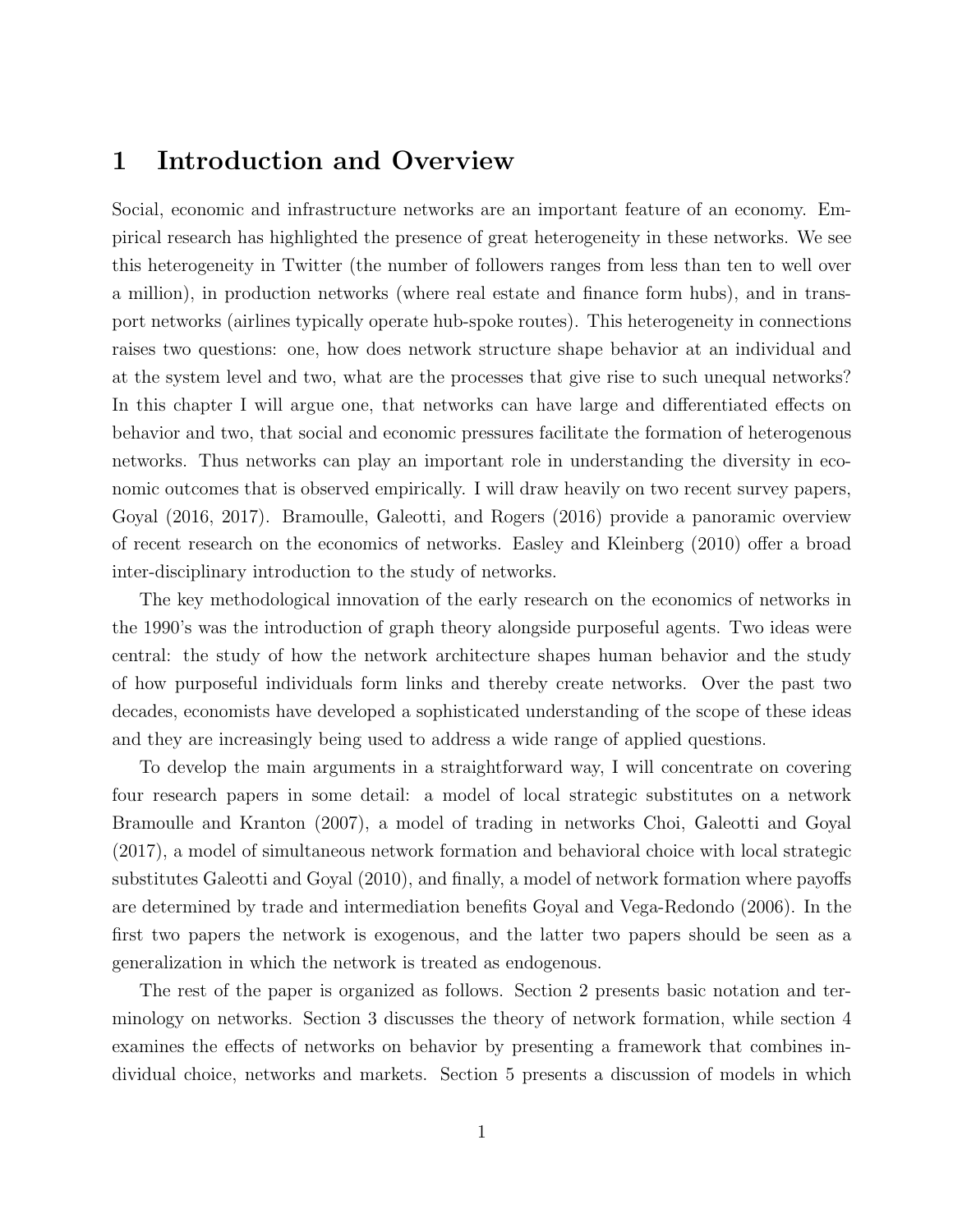# 1 Introduction and Overview

Social, economic and infrastructure networks are an important feature of an economy. Empirical research has highlighted the presence of great heterogeneity in these networks. We see this heterogeneity in Twitter (the number of followers ranges from less than ten to well over a million), in production networks (where real estate and finance form hubs), and in transport networks (airlines typically operate hub-spoke routes). This heterogeneity in connections raises two questions: one, how does network structure shape behavior at an individual and at the system level and two, what are the processes that give rise to such unequal networks? In this chapter I will argue one, that networks can have large and differentiated effects on behavior and two, that social and economic pressures facilitate the formation of heterogenous networks. Thus networks can play an important role in understanding the diversity in economic outcomes that is observed empirically. I will draw heavily on two recent survey papers, Goyal (2016, 2017). Bramoulle, Galeotti, and Rogers (2016) provide a panoramic overview of recent research on the economics of networks. Easley and Kleinberg (2010) offer a broad inter-disciplinary introduction to the study of networks.

The key methodological innovation of the early research on the economics of networks in the 1990's was the introduction of graph theory alongside purposeful agents. Two ideas were central: the study of how the network architecture shapes human behavior and the study of how purposeful individuals form links and thereby create networks. Over the past two decades, economists have developed a sophisticated understanding of the scope of these ideas and they are increasingly being used to address a wide range of applied questions.

To develop the main arguments in a straightforward way, I will concentrate on covering four research papers in some detail: a model of local strategic substitutes on a network Bramoulle and Kranton (2007), a model of trading in networks Choi, Galeotti and Goyal (2017), a model of simultaneous network formation and behavioral choice with local strategic substitutes Galeotti and Goyal (2010), and finally, a model of network formation where payoffs are determined by trade and intermediation benefits Goyal and Vega-Redondo (2006). In the first two papers the network is exogenous, and the latter two papers should be seen as a generalization in which the network is treated as endogenous.

The rest of the paper is organized as follows. Section 2 presents basic notation and terminology on networks. Section 3 discusses the theory of network formation, while section 4 examines the effects of networks on behavior by presenting a framework that combines individual choice, networks and markets. Section 5 presents a discussion of models in which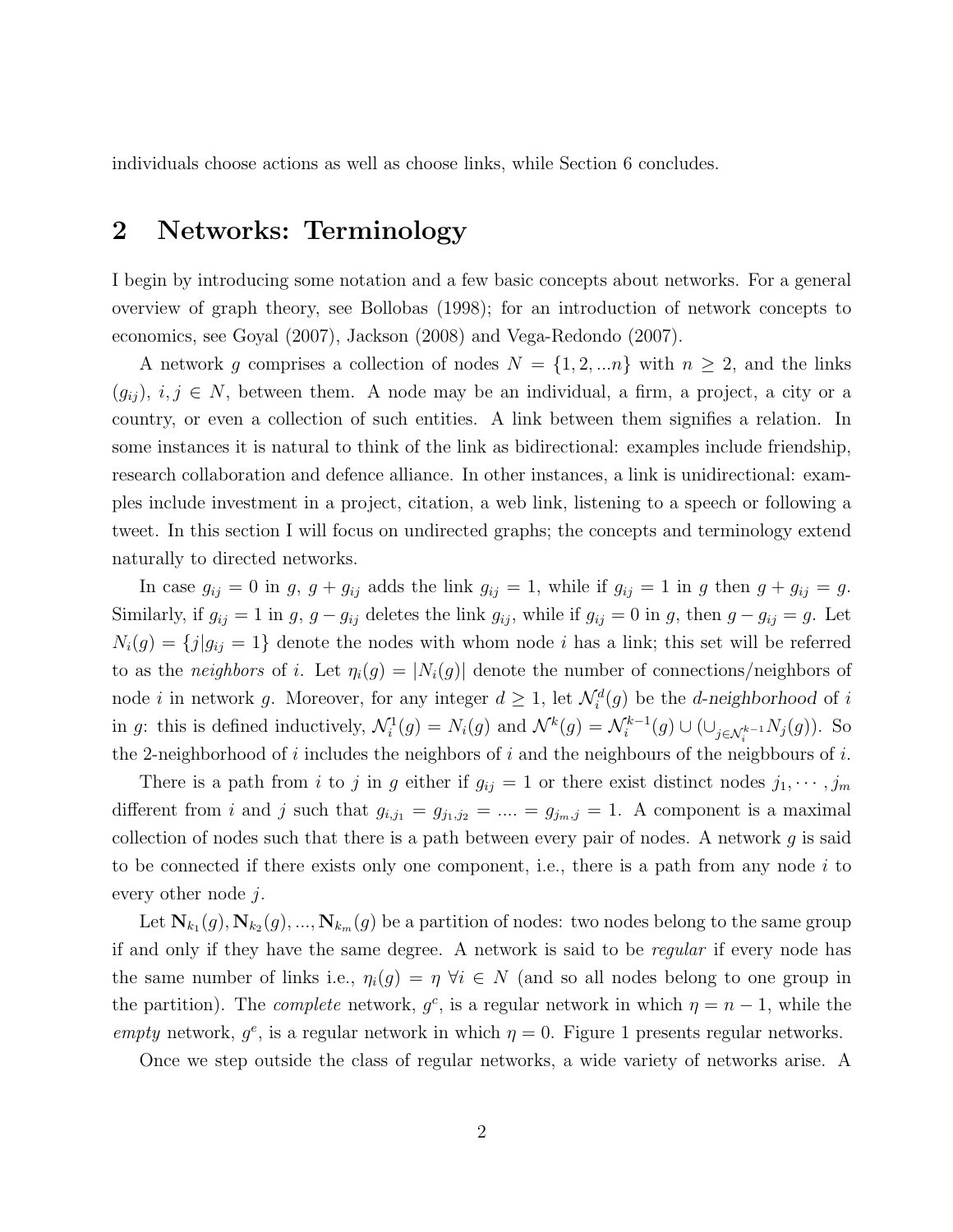individuals choose actions as well as choose links, while Section 6 concludes.

## 2 Networks: Terminology

I begin by introducing some notation and a few basic concepts about networks. For a general overview of graph theory, see Bollobas (1998); for an introduction of network concepts to economics, see Goyal (2007), Jackson (2008) and Vega-Redondo (2007).

A network $g$ comprises a collection of nodes $N = \{1, 2, ...n\}$ with $n \geq 2$, and the links $(g_{ij})$, $i, j \in N$, between them. A node may be an individual, a firm, a project, a city or a country, or even a collection of such entities. A link between them signifies a relation. In some instances it is natural to think of the link as bidirectional: examples include friendship, research collaboration and defence alliance. In other instances, a link is unidirectional: examples include investment in a project, citation, a web link, listening to a speech or following a tweet. In this section I will focus on undirected graphs; the concepts and terminology extend naturally to directed networks.

In case $g_{ij} = 0$ in $g$, $g + g_{ij}$ adds the link $g_{ij} = 1$, while if $g_{ij} = 1$ in $g$ then $g + g_{ij} = g$. Similarly, if $g_{ij} = 1$ in $g$, $g - g_{ij}$ deletes the link $g_{ij}$, while if $g_{ij} = 0$ in $g$, then $g - g_{ij} = g$. Let $N_i(g) = \{j | g_{ij} = 1\}$ denote the nodes with whom node $i$ has a link; this set will be referred to as the *neighbors* of $i$. Let $\eta_i(g) = |N_i(g)|$ denote the number of connections/neighbors of node $i$ in network $g$. Moreover, for any integer $d \geq 1$, let $\mathcal{N}_i^d(g)$ be the *d-neighborhood* of $i$ in $g$: this is defined inductively, $\mathcal{N}_i^1(g) = N_i(g)$ and $\mathcal{N}^k(g) = \mathcal{N}_i^{k-1}(g) \cup (\cup_{j \in \mathcal{N}_i^{k-1}} N_j(g))$. So the 2-neighborhood of $i$ includes the neighbors of $i$ and the neighbours of the neigbbours of $i$.

There is a path from $i$ to $j$ in $g$ either if $g_{ij} = 1$ or there exist distinct nodes $j_1, \cdots, j_m$ different from $i$ and $j$ such that $g_{i,j_1} = g_{j_1,j_2} = .... = g_{j_m,j} = 1$. A component is a maximal collection of nodes such that there is a path between every pair of nodes. A network $g$ is said to be connected if there exists only one component, i.e., there is a path from any node $i$ to every other node $j$.

Let $\mathbf{N}_{k_1}(g), \mathbf{N}_{k_2}(g), ..., \mathbf{N}_{k_m}(g)$ be a partition of nodes: two nodes belong to the same group if and only if they have the same degree. A network is said to be *regular* if every node has the same number of links i.e., $\eta_i(g) = \eta \; \forall i \in N$ (and so all nodes belong to one group in the partition). The *complete* network, $g^c$, is a regular network in which $\eta = n - 1$, while the *empty* network, $g^e$, is a regular network in which $\eta = 0$. Figure 1 presents regular networks.

Once we step outside the class of regular networks, a wide variety of networks arise. A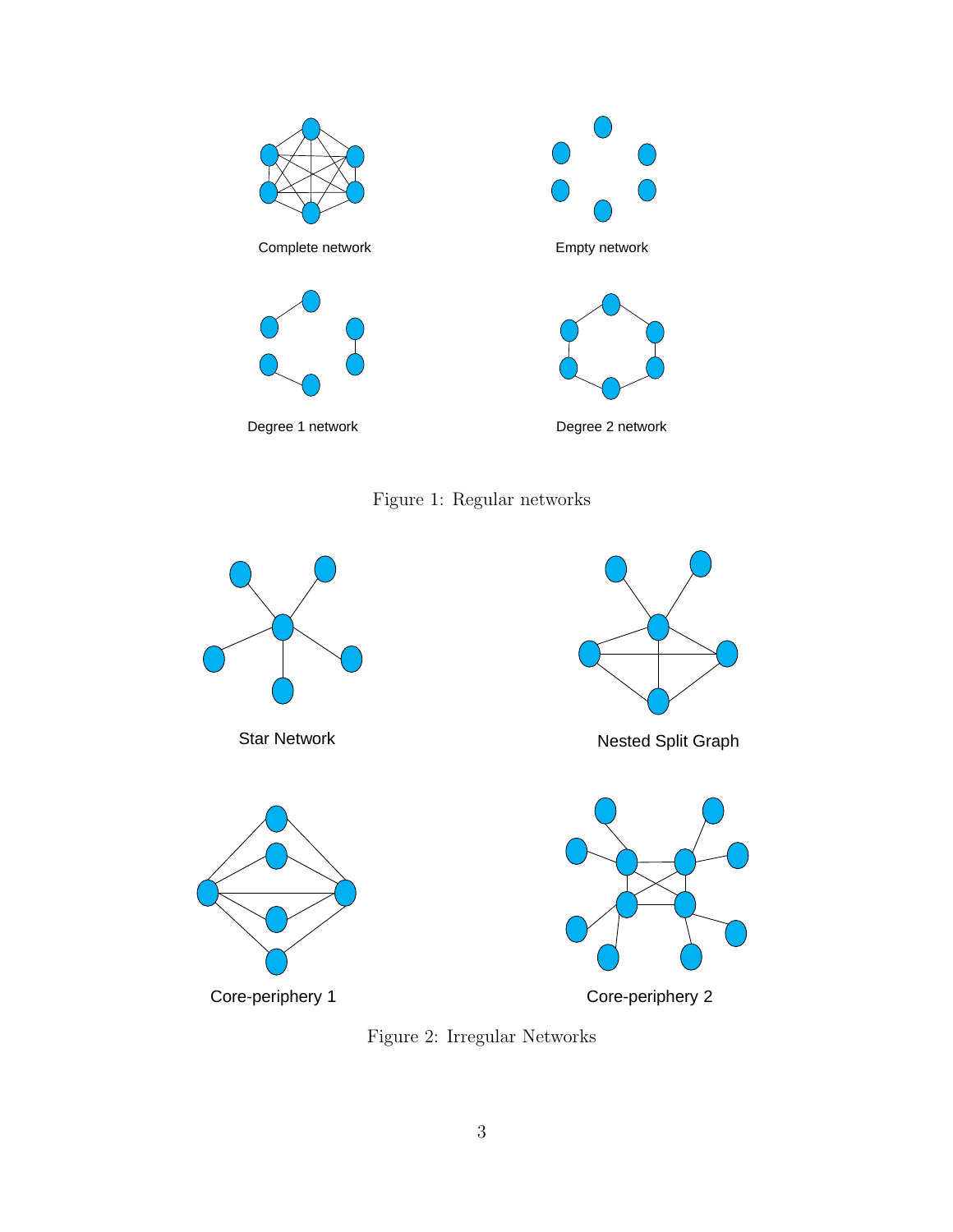Complete network

Empty network

Degree 1 network

Degree 2 network

Figure 1: Regular networks

Star Network

Nested Split Graph

Core-periphery 1

Core-periphery 2

Figure 2: Irregular Networks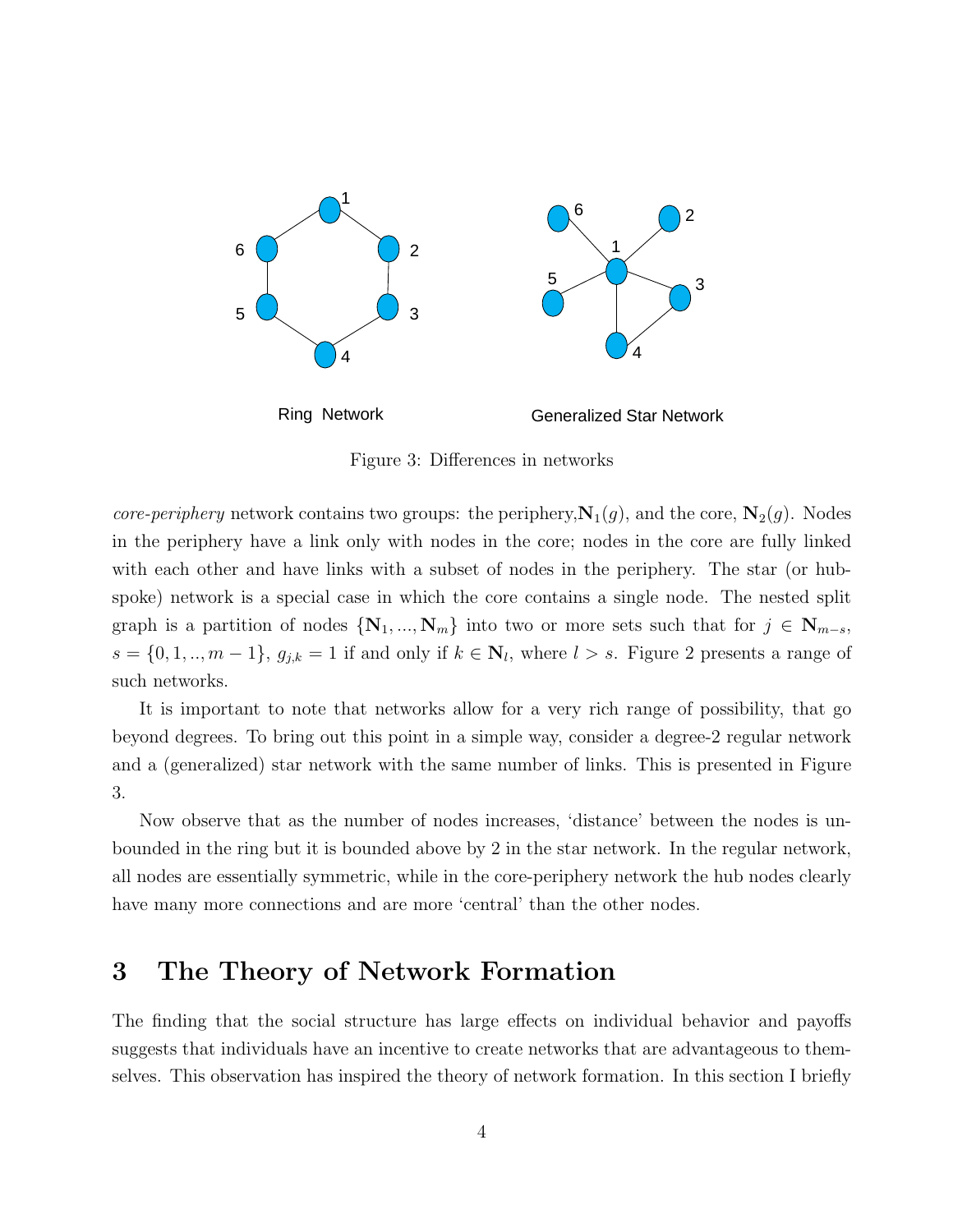Ring Network

Generalized Star Network

Figure 3: Differences in networks

*core-periphery* network contains two groups: the periphery,$\mathbf{N}_1(g)$, and the core, $\mathbf{N}_2(g)$. Nodes in the periphery have a link only with nodes in the core; nodes in the core are fully linked with each other and have links with a subset of nodes in the periphery. The star (or hub-spoke) network is a special case in which the core contains a single node. The nested split graph is a partition of nodes $\{\mathbf{N}_1, ..., \mathbf{N}_m\}$ into two or more sets such that for $j \in \mathbf{N}_{m-s}$, $s = \{0, 1, .., m-1\}$, $g_{j,k} = 1$ if and only if $k \in \mathbf{N}_l$, where $l > s$. Figure 2 presents a range of such networks.

It is important to note that networks allow for a very rich range of possibility, that go beyond degrees. To bring out this point in a simple way, consider a degree-2 regular network and a (generalized) star network with the same number of links. This is presented in Figure 3.

Now observe that as the number of nodes increases, 'distance' between the nodes is unbounded in the ring but it is bounded above by 2 in the star network. In the regular network, all nodes are essentially symmetric, while in the core-periphery network the hub nodes clearly have many more connections and are more 'central' than the other nodes.

## 3 The Theory of Network Formation

The finding that the social structure has large effects on individual behavior and payoffs suggests that individuals have an incentive to create networks that are advantageous to themselves. This observation has inspired the theory of network formation. In this section I briefly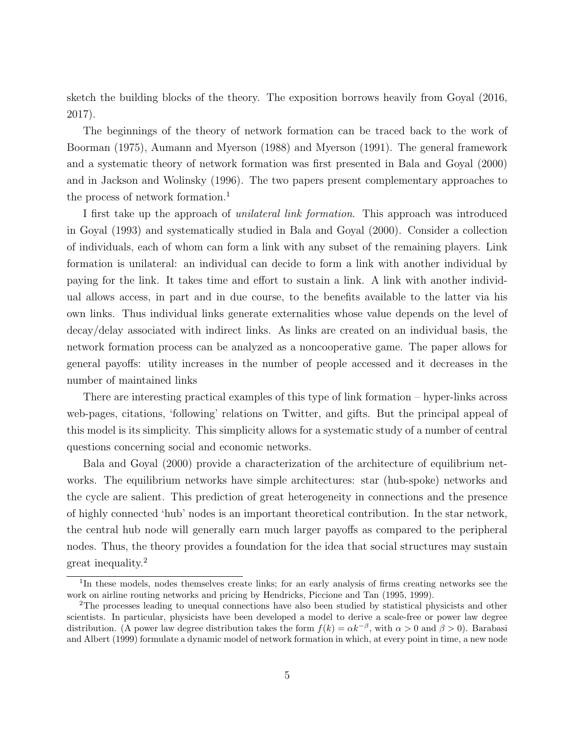sketch the building blocks of the theory. The exposition borrows heavily from Goyal (2016, 2017).

The beginnings of the theory of network formation can be traced back to the work of Boorman (1975), Aumann and Myerson (1988) and Myerson (1991). The general framework and a systematic theory of network formation was first presented in Bala and Goyal (2000) and in Jackson and Wolinsky (1996). The two papers present complementary approaches to the process of network formation.[1]

I first take up the approach of *unilateral link formation*. This approach was introduced in Goyal (1993) and systematically studied in Bala and Goyal (2000). Consider a collection of individuals, each of whom can form a link with any subset of the remaining players. Link formation is unilateral: an individual can decide to form a link with another individual by paying for the link. It takes time and effort to sustain a link. A link with another individual allows access, in part and in due course, to the benefits available to the latter via his own links. Thus individual links generate externalities whose value depends on the level of decay/delay associated with indirect links. As links are created on an individual basis, the network formation process can be analyzed as a noncooperative game. The paper allows for general payoffs: utility increases in the number of people accessed and it decreases in the number of maintained links

There are interesting practical examples of this type of link formation – hyper-links across web-pages, citations, 'following' relations on Twitter, and gifts. But the principal appeal of this model is its simplicity. This simplicity allows for a systematic study of a number of central questions concerning social and economic networks.

Bala and Goyal (2000) provide a characterization of the architecture of equilibrium networks. The equilibrium networks have simple architectures: star (hub-spoke) networks and the cycle are salient. This prediction of great heterogeneity in connections and the presence of highly connected 'hub' nodes is an important theoretical contribution. In the star network, the central hub node will generally earn much larger payoffs as compared to the peripheral nodes. Thus, the theory provides a foundation for the idea that social structures may sustain great inequality.[2]

[1] In these models, nodes themselves create links; for an early analysis of firms creating networks see the work on airline routing networks and pricing by Hendricks, Piccione and Tan (1995, 1999).

[2] The processes leading to unequal connections have also been studied by statistical physicists and other scientists. In particular, physicists have been developed a model to derive a scale-free or power law degree distribution. (A power law degree distribution takes the form $f(k) = \alpha k^{-\beta}$, with $\alpha > 0$ and $\beta > 0$). Barabasi and Albert (1999) formulate a dynamic model of network formation in which, at every point in time, a new node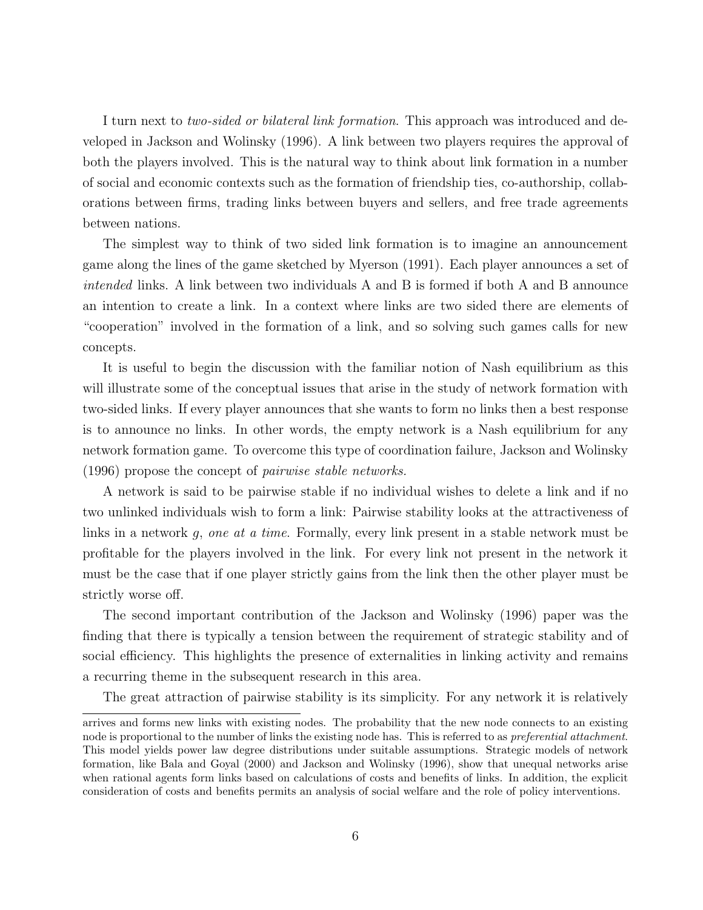I turn next to *two-sided or bilateral link formation.* This approach was introduced and developed in Jackson and Wolinsky (1996). A link between two players requires the approval of both the players involved. This is the natural way to think about link formation in a number of social and economic contexts such as the formation of friendship ties, co-authorship, collaborations between firms, trading links between buyers and sellers, and free trade agreements between nations.

The simplest way to think of two sided link formation is to imagine an announcement game along the lines of the game sketched by Myerson (1991). Each player announces a set of *intended* links. A link between two individuals A and B is formed if both A and B announce an intention to create a link. In a context where links are two sided there are elements of "cooperation" involved in the formation of a link, and so solving such games calls for new concepts.

It is useful to begin the discussion with the familiar notion of Nash equilibrium as this will illustrate some of the conceptual issues that arise in the study of network formation with two-sided links. If every player announces that she wants to form no links then a best response is to announce no links. In other words, the empty network is a Nash equilibrium for any network formation game. To overcome this type of coordination failure, Jackson and Wolinsky (1996) propose the concept of *pairwise stable networks.*

A network is said to be pairwise stable if no individual wishes to delete a link and if no two unlinked individuals wish to form a link: Pairwise stability looks at the attractiveness of links in a network $g$, *one at a time.* Formally, every link present in a stable network must be profitable for the players involved in the link. For every link not present in the network it must be the case that if one player strictly gains from the link then the other player must be strictly worse off.

The second important contribution of the Jackson and Wolinsky (1996) paper was the finding that there is typically a tension between the requirement of strategic stability and of social efficiency. This highlights the presence of externalities in linking activity and remains a recurring theme in the subsequent research in this area.

The great attraction of pairwise stability is its simplicity. For any network it is relatively

---

arrives and forms new links with existing nodes. The probability that the new node connects to an existing node is proportional to the number of links the existing node has. This is referred to as *preferential attachment*. This model yields power law degree distributions under suitable assumptions. Strategic models of network formation, like Bala and Goyal (2000) and Jackson and Wolinsky (1996), show that unequal networks arise when rational agents form links based on calculations of costs and benefits of links. In addition, the explicit consideration of costs and benefits permits an analysis of social welfare and the role of policy interventions.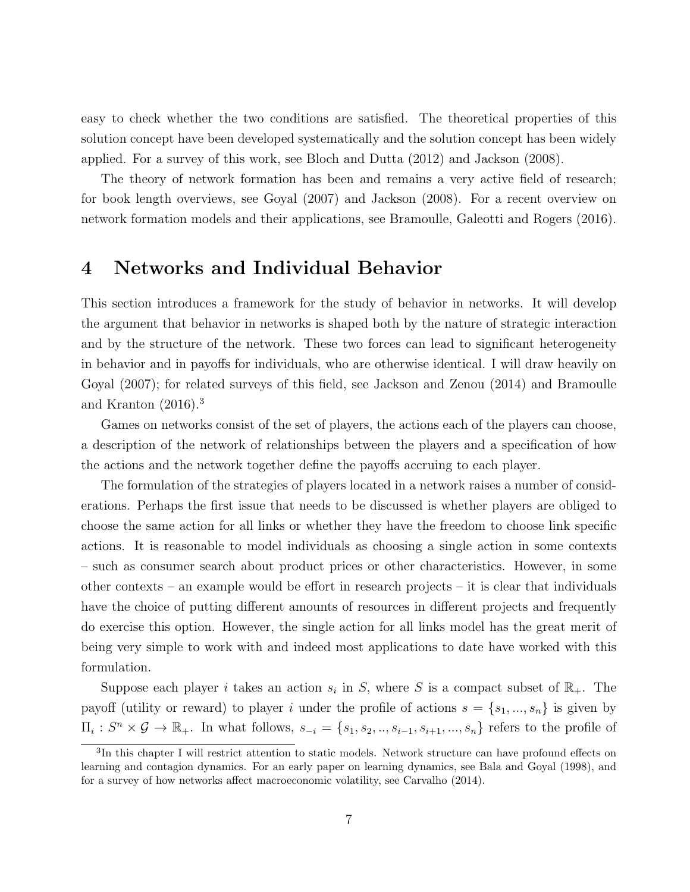easy to check whether the two conditions are satisfied. The theoretical properties of this solution concept have been developed systematically and the solution concept has been widely applied. For a survey of this work, see Bloch and Dutta (2012) and Jackson (2008).

The theory of network formation has been and remains a very active field of research; for book length overviews, see Goyal (2007) and Jackson (2008). For a recent overview on network formation models and their applications, see Bramoulle, Galeotti and Rogers (2016).

# 4 Networks and Individual Behavior

This section introduces a framework for the study of behavior in networks. It will develop the argument that behavior in networks is shaped both by the nature of strategic interaction and by the structure of the network. These two forces can lead to significant heterogeneity in behavior and in payoffs for individuals, who are otherwise identical. I will draw heavily on Goyal (2007); for related surveys of this field, see Jackson and Zenou (2014) and Bramoulle and Kranton (2016).[3]

Games on networks consist of the set of players, the actions each of the players can choose, a description of the network of relationships between the players and a specification of how the actions and the network together define the payoffs accruing to each player.

The formulation of the strategies of players located in a network raises a number of considerations. Perhaps the first issue that needs to be discussed is whether players are obliged to choose the same action for all links or whether they have the freedom to choose link specific actions. It is reasonable to model individuals as choosing a single action in some contexts – such as consumer search about product prices or other characteristics. However, in some other contexts – an example would be effort in research projects – it is clear that individuals have the choice of putting different amounts of resources in different projects and frequently do exercise this option. However, the single action for all links model has the great merit of being very simple to work with and indeed most applications to date have worked with this formulation.

Suppose each player $i$ takes an action $s_i$ in $S$, where $S$ is a compact subset of $\mathbb{R}_+$. The payoff (utility or reward) to player $i$ under the profile of actions $s = \{s_1, ..., s_n\}$ is given by $\Pi_i : S^n \times \mathcal{G} \to \mathbb{R}_+$. In what follows, $s_{-i} = \{s_1, s_2, .., s_{i-1}, s_{i+1}, ..., s_n\}$ refers to the profile of

[3] In this chapter I will restrict attention to static models. Network structure can have profound effects on learning and contagion dynamics. For an early paper on learning dynamics, see Bala and Goyal (1998), and for a survey of how networks affect macroeconomic volatility, see Carvalho (2014).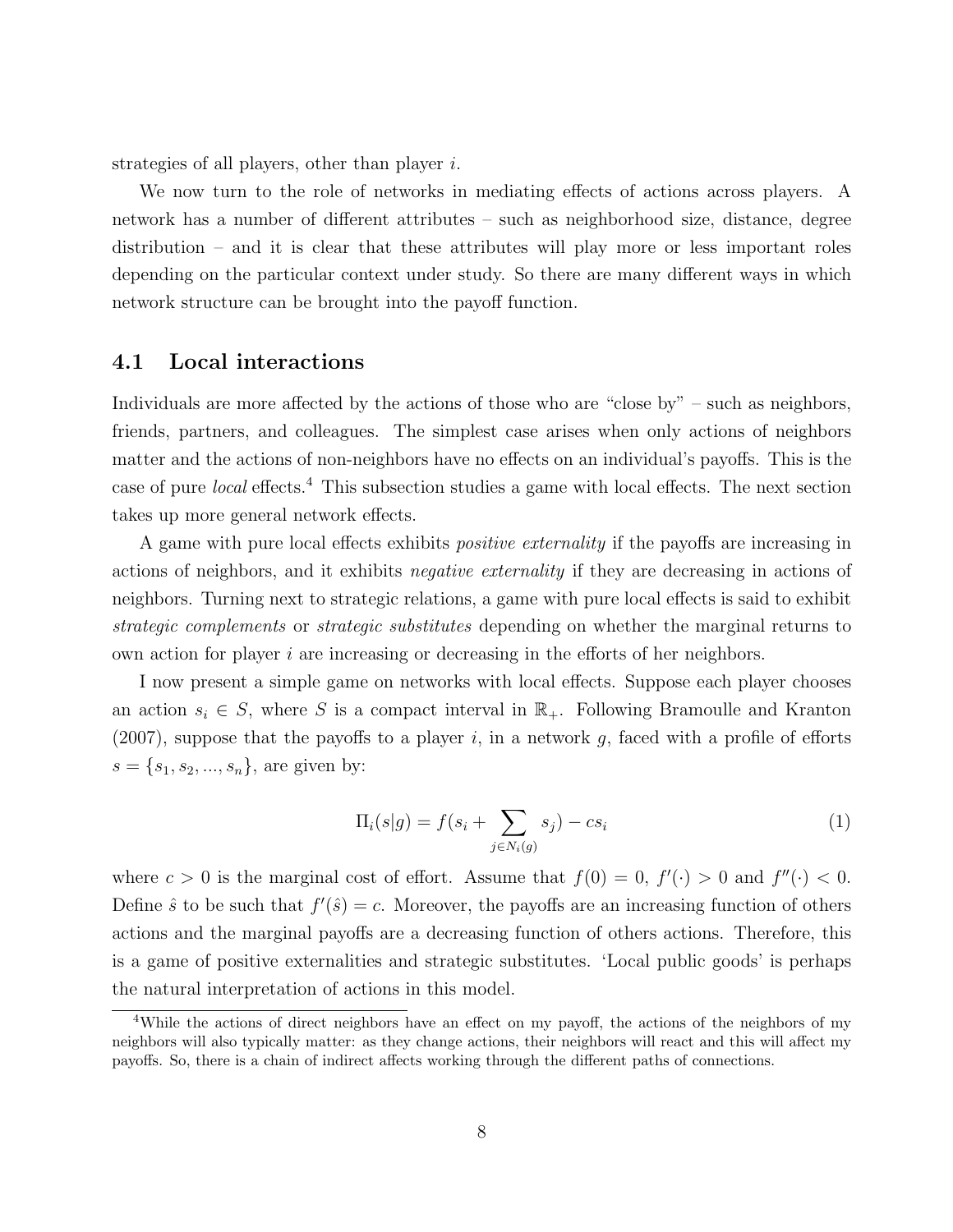strategies of all players, other than player $i$.

We now turn to the role of networks in mediating effects of actions across players. A network has a number of different attributes – such as neighborhood size, distance, degree distribution – and it is clear that these attributes will play more or less important roles depending on the particular context under study. So there are many different ways in which network structure can be brought into the payoff function.

### 4.1 Local interactions

Individuals are more affected by the actions of those who are "close by" – such as neighbors, friends, partners, and colleagues. The simplest case arises when only actions of neighbors matter and the actions of non-neighbors have no effects on an individual's payoffs. This is the case of pure *local* effects.[4] This subsection studies a game with local effects. The next section takes up more general network effects.

A game with pure local effects exhibits *positive externality* if the payoffs are increasing in actions of neighbors, and it exhibits *negative externality* if they are decreasing in actions of neighbors. Turning next to strategic relations, a game with pure local effects is said to exhibit *strategic complements* or *strategic substitutes* depending on whether the marginal returns to own action for player $i$ are increasing or decreasing in the efforts of her neighbors.

I now present a simple game on networks with local effects. Suppose each player chooses an action $s_i \in S$, where $S$ is a compact interval in $\mathbb{R}_+$. Following Bramoulle and Kranton (2007), suppose that the payoffs to a player $i$, in a network $g$, faced with a profile of efforts $s = \{s_1, s_2, ..., s_n\}$, are given by:

$$\Pi_i(s|g) = f(s_i + \sum_{j \in N_i(g)} s_j) - cs_i \tag{1}$$

where $c > 0$ is the marginal cost of effort. Assume that $f(0) = 0$, $f'(\cdot) > 0$ and $f''(\cdot) < 0$. Define $\hat{s}$ to be such that $f'(\hat{s}) = c$. Moreover, the payoffs are an increasing function of others actions and the marginal payoffs are a decreasing function of others actions. Therefore, this is a game of positive externalities and strategic substitutes. 'Local public goods' is perhaps the natural interpretation of actions in this model.

[4] While the actions of direct neighbors have an effect on my payoff, the actions of the neighbors of my neighbors will also typically matter: as they change actions, their neighbors will react and this will affect my payoffs. So, there is a chain of indirect affects working through the different paths of connections.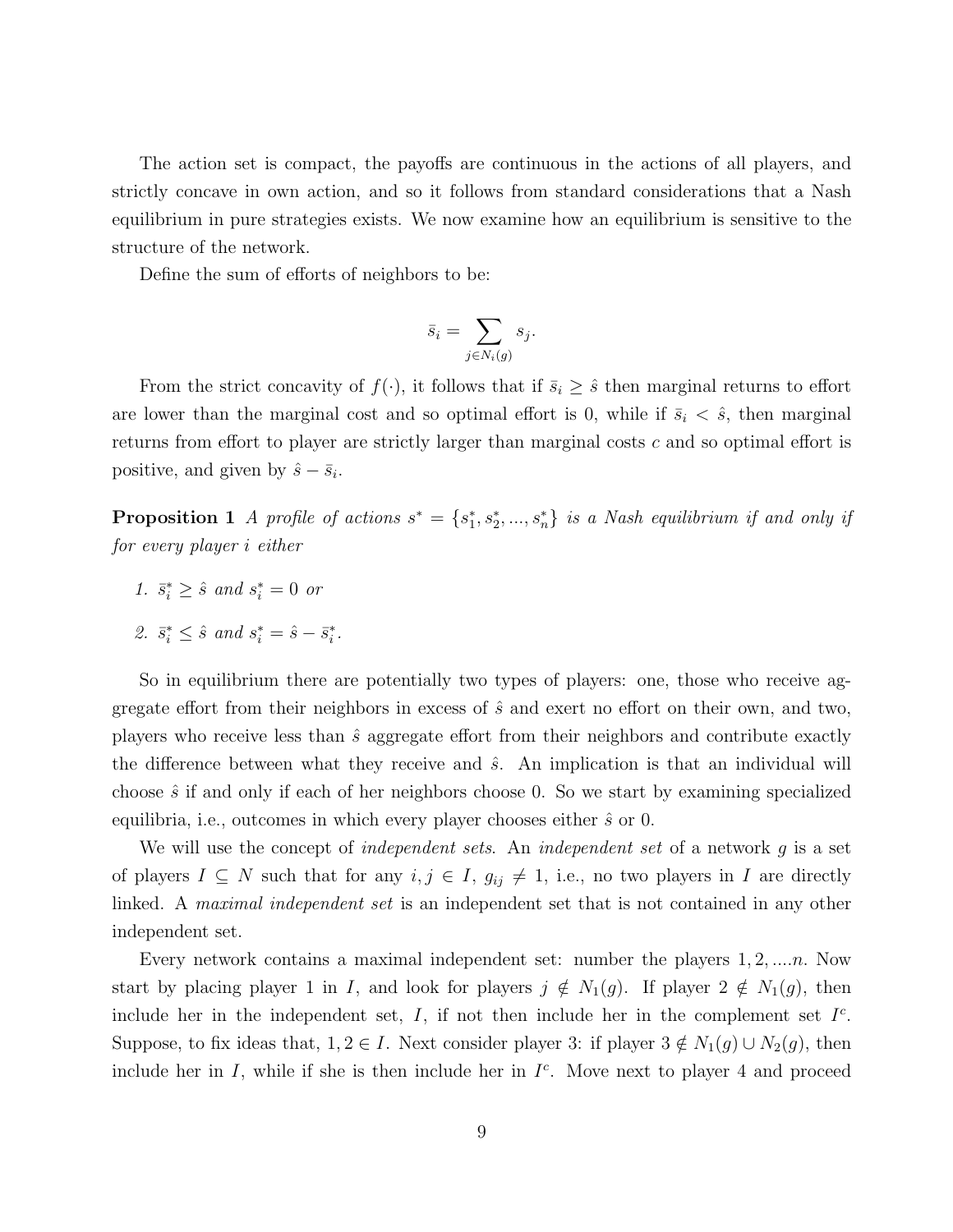The action set is compact, the payoffs are continuous in the actions of all players, and strictly concave in own action, and so it follows from standard considerations that a Nash equilibrium in pure strategies exists. We now examine how an equilibrium is sensitive to the structure of the network.

Define the sum of efforts of neighbors to be:

$$\bar{s}_i = \sum_{j \in N_i(g)} s_j.$$

From the strict concavity of $f(\cdot)$, it follows that if $\bar{s}_i \geq \hat{s}$ then marginal returns to effort are lower than the marginal cost and so optimal effort is 0, while if $\bar{s}_i < \hat{s}$, then marginal returns from effort to player are strictly larger than marginal costs $c$ and so optimal effort is positive, and given by $\hat{s} - \bar{s}_i$.

**Proposition 1** *A profile of actions $s^* = \{s_1^*, s_2^*, ..., s_n^*\}$ is a Nash equilibrium if and only if for every player $i$ either*

1. *$\bar{s}_i^* \geq \hat{s}$ and $s_i^* = 0$ or*
2. *$\bar{s}_i^* \leq \hat{s}$ and $s_i^* = \hat{s} - \bar{s}_i^*$.*

So in equilibrium there are potentially two types of players: one, those who receive aggregate effort from their neighbors in excess of $\hat{s}$ and exert no effort on their own, and two, players who receive less than $\hat{s}$ aggregate effort from their neighbors and contribute exactly the difference between what they receive and $\hat{s}$. An implication is that an individual will choose $\hat{s}$ if and only if each of her neighbors choose 0. So we start by examining specialized equilibria, i.e., outcomes in which every player chooses either $\hat{s}$ or 0.

We will use the concept of *independent sets*. An *independent set* of a network $g$ is a set of players $I \subseteq N$ such that for any $i, j \in I$, $g_{ij} \neq 1$, i.e., no two players in $I$ are directly linked. A *maximal independent set* is an independent set that is not contained in any other independent set.

Every network contains a maximal independent set: number the players $1, 2, ....n$. Now start by placing player 1 in $I$, and look for players $j \notin N_1(g)$. If player $2 \notin N_1(g)$, then include her in the independent set, $I$, if not then include her in the complement set $I^c$. Suppose, to fix ideas that, $1, 2 \in I$. Next consider player 3: if player $3 \notin N_1(g) \cup N_2(g)$, then include her in $I$, while if she is then include her in $I^c$. Move next to player 4 and proceed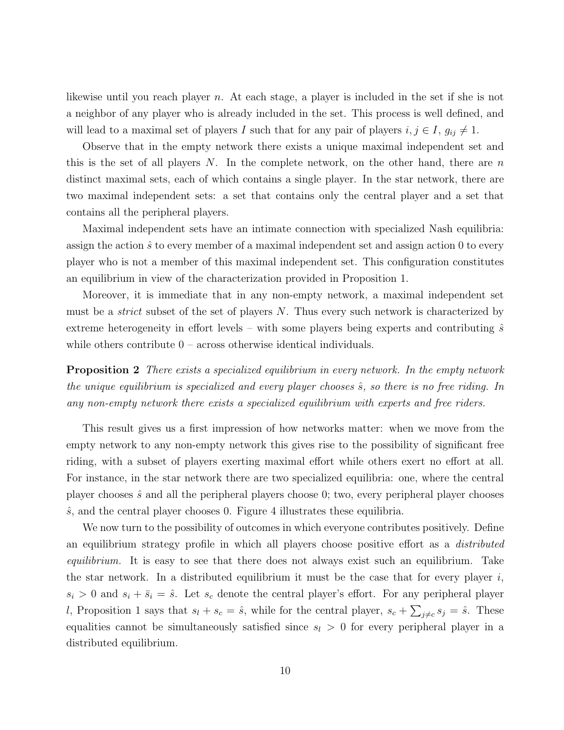likewise until you reach player $n$. At each stage, a player is included in the set if she is not a neighbor of any player who is already included in the set. This process is well defined, and will lead to a maximal set of players $I$ such that for any pair of players $i, j \in I$, $g_{ij} \neq 1$.

Observe that in the empty network there exists a unique maximal independent set and this is the set of all players $N$. In the complete network, on the other hand, there are $n$ distinct maximal sets, each of which contains a single player. In the star network, there are two maximal independent sets: a set that contains only the central player and a set that contains all the peripheral players.

Maximal independent sets have an intimate connection with specialized Nash equilibria: assign the action $\hat{s}$ to every member of a maximal independent set and assign action 0 to every player who is not a member of this maximal independent set. This configuration constitutes an equilibrium in view of the characterization provided in Proposition 1.

Moreover, it is immediate that in any non-empty network, a maximal independent set must be a *strict* subset of the set of players $N$. Thus every such network is characterized by extreme heterogeneity in effort levels – with some players being experts and contributing $\hat{s}$ while others contribute 0 – across otherwise identical individuals.

**Proposition 2** *There exists a specialized equilibrium in every network. In the empty network the unique equilibrium is specialized and every player chooses $\hat{s}$, so there is no free riding. In any non-empty network there exists a specialized equilibrium with experts and free riders.*

This result gives us a first impression of how networks matter: when we move from the empty network to any non-empty network this gives rise to the possibility of significant free riding, with a subset of players exerting maximal effort while others exert no effort at all. For instance, in the star network there are two specialized equilibria: one, where the central player chooses $\hat{s}$ and all the peripheral players choose 0; two, every peripheral player chooses $\hat{s}$, and the central player chooses 0. Figure 4 illustrates these equilibria.

We now turn to the possibility of outcomes in which everyone contributes positively. Define an equilibrium strategy profile in which all players choose positive effort as a *distributed equilibrium.* It is easy to see that there does not always exist such an equilibrium. Take the star network. In a distributed equilibrium it must be the case that for every player $i$, $s_i > 0$ and $s_i + \bar{s}_i = \hat{s}$. Let $s_c$ denote the central player's effort. For any peripheral player $l$, Proposition 1 says that $s_l + s_c = \hat{s}$, while for the central player, $s_c + \sum_{j \neq c} s_j = \hat{s}$. These equalities cannot be simultaneously satisfied since $s_l > 0$ for every peripheral player in a distributed equilibrium.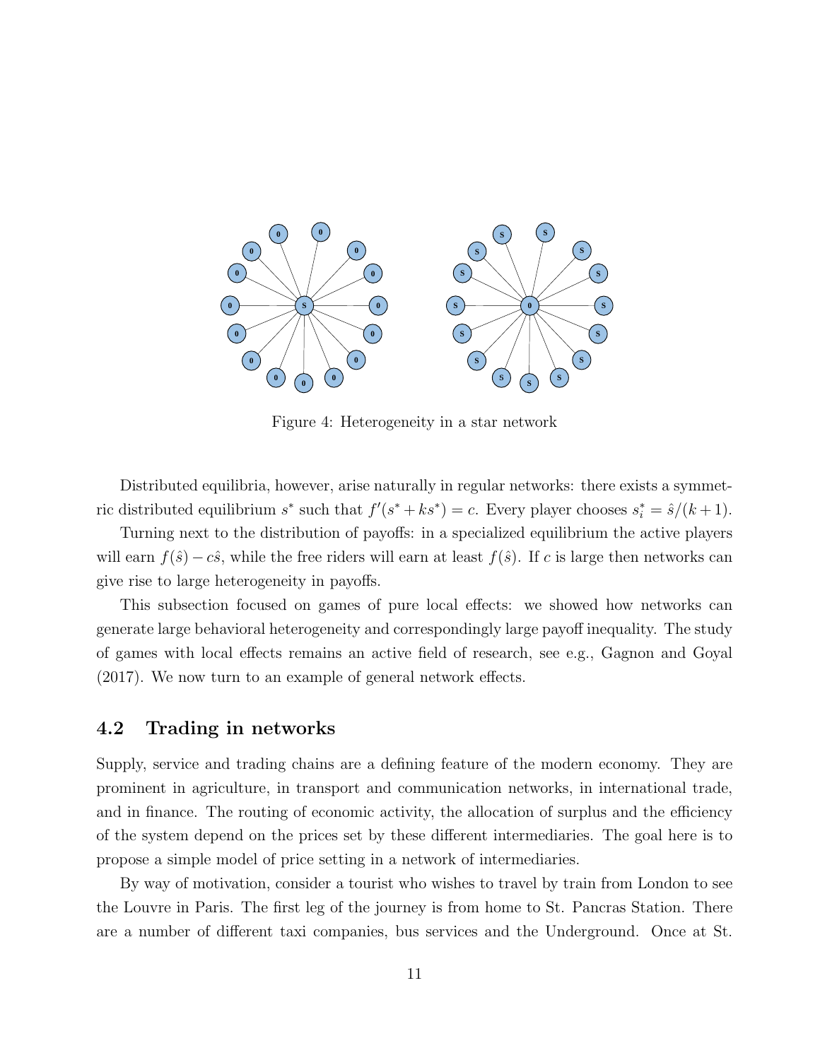Figure 4: Heterogeneity in a star network

Distributed equilibria, however, arise naturally in regular networks: there exists a symmetric distributed equilibrium $s^*$ such that $f'(s^* + ks^*) = c$. Every player chooses $s_i^* = \hat{s}/(k+1)$.

Turning next to the distribution of payoffs: in a specialized equilibrium the active players will earn $f(\hat{s}) - c\hat{s}$, while the free riders will earn at least $f(\hat{s})$. If $c$ is large then networks can give rise to large heterogeneity in payoffs.

This subsection focused on games of pure local effects: we showed how networks can generate large behavioral heterogeneity and correspondingly large payoff inequality. The study of games with local effects remains an active field of research, see e.g., Gagnon and Goyal (2017). We now turn to an example of general network effects.

## 4.2 Trading in networks

Supply, service and trading chains are a defining feature of the modern economy. They are prominent in agriculture, in transport and communication networks, in international trade, and in finance. The routing of economic activity, the allocation of surplus and the efficiency of the system depend on the prices set by these different intermediaries. The goal here is to propose a simple model of price setting in a network of intermediaries.

By way of motivation, consider a tourist who wishes to travel by train from London to see the Louvre in Paris. The first leg of the journey is from home to St. Pancras Station. There are a number of different taxi companies, bus services and the Underground. Once at St.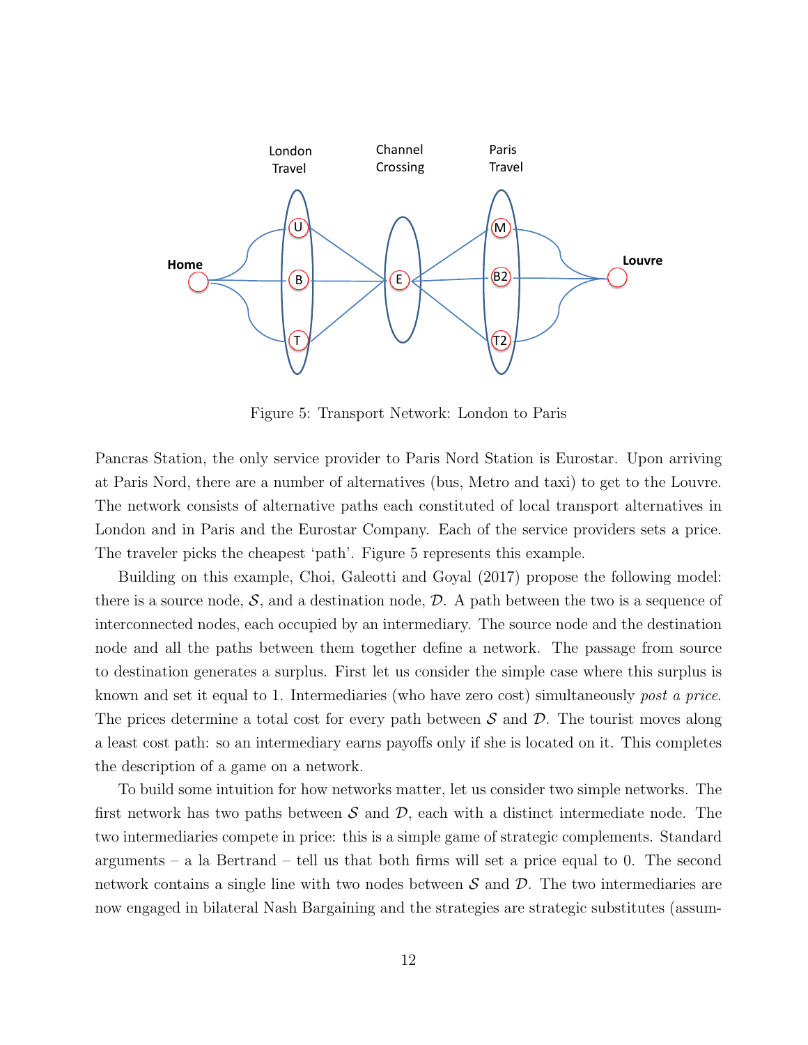Figure 5: Transport Network: London to Paris

Pancras Station, the only service provider to Paris Nord Station is Eurostar. Upon arriving at Paris Nord, there are a number of alternatives (bus, Metro and taxi) to get to the Louvre. The network consists of alternative paths each constituted of local transport alternatives in London and in Paris and the Eurostar Company. Each of the service providers sets a price. The traveler picks the cheapest 'path'. Figure 5 represents this example.

Building on this example, Choi, Galeotti and Goyal (2017) propose the following model: there is a source node, $\mathcal{S}$, and a destination node, $\mathcal{D}$. A path between the two is a sequence of interconnected nodes, each occupied by an intermediary. The source node and the destination node and all the paths between them together define a network. The passage from source to destination generates a surplus. First let us consider the simple case where this surplus is known and set it equal to 1. Intermediaries (who have zero cost) simultaneously *post a price*. The prices determine a total cost for every path between $\mathcal{S}$ and $\mathcal{D}$. The tourist moves along a least cost path: so an intermediary earns payoffs only if she is located on it. This completes the description of a game on a network.

To build some intuition for how networks matter, let us consider two simple networks. The first network has two paths between $\mathcal{S}$ and $\mathcal{D}$, each with a distinct intermediate node. The two intermediaries compete in price: this is a simple game of strategic complements. Standard arguments – a la Bertrand – tell us that both firms will set a price equal to 0. The second network contains a single line with two nodes between $\mathcal{S}$ and $\mathcal{D}$. The two intermediaries are now engaged in bilateral Nash Bargaining and the strategies are strategic substitutes (assum-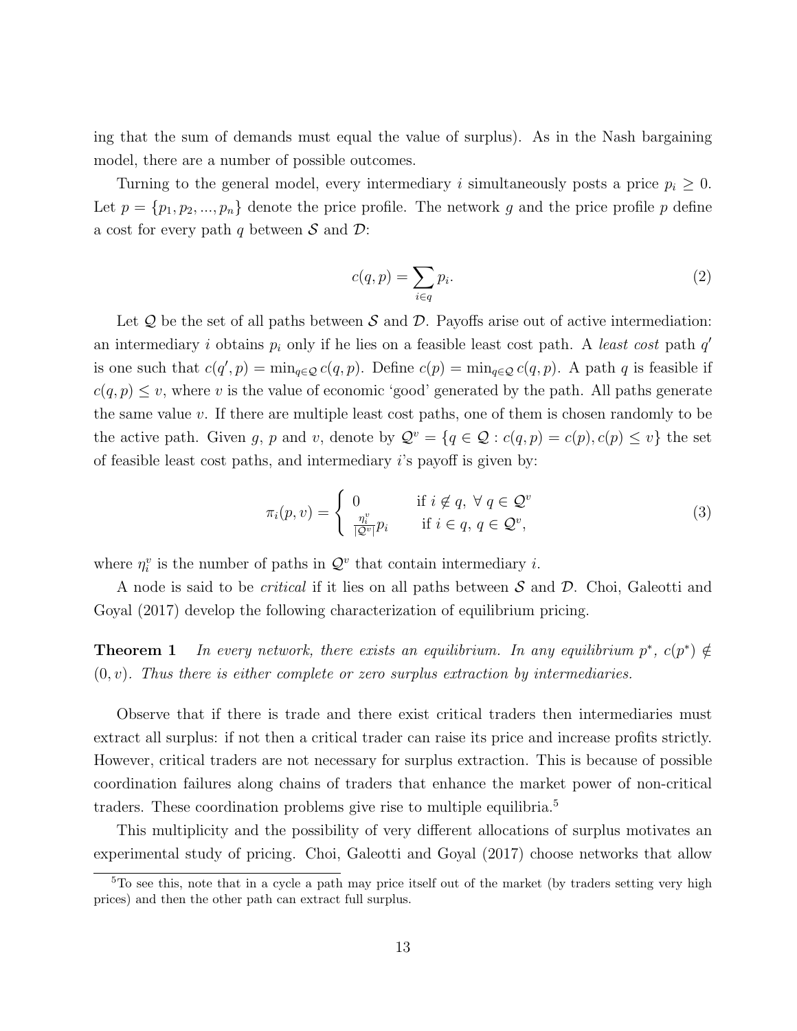ing that the sum of demands must equal the value of surplus). As in the Nash bargaining model, there are a number of possible outcomes.

Turning to the general model, every intermediary $i$ simultaneously posts a price $p_i \geq 0$. Let $p = \{p_1, p_2, ..., p_n\}$ denote the price profile. The network $g$ and the price profile $p$ define a cost for every path $q$ between $\mathcal{S}$ and $\mathcal{D}$:

$$c(q,p) = \sum_{i \in q} p_i. \tag{2}$$

Let $\mathcal{Q}$ be the set of all paths between $\mathcal{S}$ and $\mathcal{D}$. Payoffs arise out of active intermediation: an intermediary $i$ obtains $p_i$ only if he lies on a feasible least cost path. A *least cost* path $q'$ is one such that $c(q', p) = \min_{q \in \mathcal{Q}} c(q, p)$. Define $c(p) = \min_{q \in \mathcal{Q}} c(q, p)$. A path $q$ is feasible if $c(q, p) \leq v$, where $v$ is the value of economic 'good' generated by the path. All paths generate the same value $v$. If there are multiple least cost paths, one of them is chosen randomly to be the active path. Given $g$, $p$ and $v$, denote by $\mathcal{Q}^v = \{q \in \mathcal{Q} : c(q,p) = c(p), c(p) \leq v\}$ the set of feasible least cost paths, and intermediary $i$'s payoff is given by:

$$\pi_i(p, v) = \begin{cases} 0 & \text{if } i \notin q, \ \forall \ q \in \mathcal{Q}^v \\ \frac{\eta_i^v}{|\mathcal{Q}^v|} p_i & \text{if } i \in q, \ q \in \mathcal{Q}^v, \end{cases} \tag{3}$$

where $\eta_i^v$ is the number of paths in $\mathcal{Q}^v$ that contain intermediary $i$.

A node is said to be *critical* if it lies on all paths between $\mathcal{S}$ and $\mathcal{D}$. Choi, Galeotti and Goyal (2017) develop the following characterization of equilibrium pricing.

**Theorem 1** *In every network, there exists an equilibrium. In any equilibrium $p^*$, $c(p^*) \notin (0, v)$. Thus there is either complete or zero surplus extraction by intermediaries.*

Observe that if there is trade and there exist critical traders then intermediaries must extract all surplus: if not then a critical trader can raise its price and increase profits strictly. However, critical traders are not necessary for surplus extraction. This is because of possible coordination failures along chains of traders that enhance the market power of non-critical traders. These coordination problems give rise to multiple equilibria.[5]

This multiplicity and the possibility of very different allocations of surplus motivates an experimental study of pricing. Choi, Galeotti and Goyal (2017) choose networks that allow

[5] To see this, note that in a cycle a path may price itself out of the market (by traders setting very high prices) and then the other path can extract full surplus.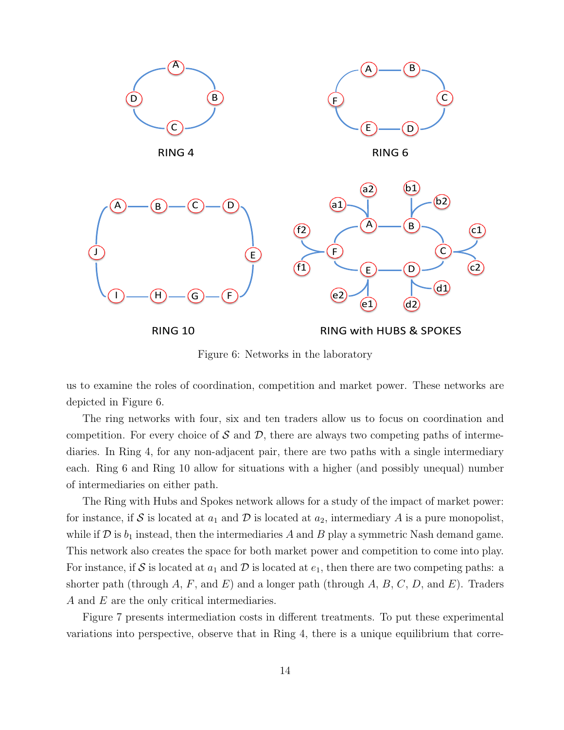Figure 6: Networks in the laboratory

us to examine the roles of coordination, competition and market power. These networks are depicted in Figure 6.

The ring networks with four, six and ten traders allow us to focus on coordination and competition. For every choice of $\mathcal{S}$ and $\mathcal{D}$, there are always two competing paths of intermediaries. In Ring 4, for any non-adjacent pair, there are two paths with a single intermediary each. Ring 6 and Ring 10 allow for situations with a higher (and possibly unequal) number of intermediaries on either path.

The Ring with Hubs and Spokes network allows for a study of the impact of market power: for instance, if $\mathcal{S}$ is located at $a_1$ and $\mathcal{D}$ is located at $a_2$, intermediary $A$ is a pure monopolist, while if $\mathcal{D}$ is $b_1$ instead, then the intermediaries $A$ and $B$ play a symmetric Nash demand game. This network also creates the space for both market power and competition to come into play. For instance, if $\mathcal{S}$ is located at $a_1$ and $\mathcal{D}$ is located at $e_1$, then there are two competing paths: a shorter path (through $A$, $F$, and $E$) and a longer path (through $A$, $B$, $C$, $D$, and $E$). Traders $A$ and $E$ are the only critical intermediaries.

Figure 7 presents intermediation costs in different treatments. To put these experimental variations into perspective, observe that in Ring 4, there is a unique equilibrium that corre-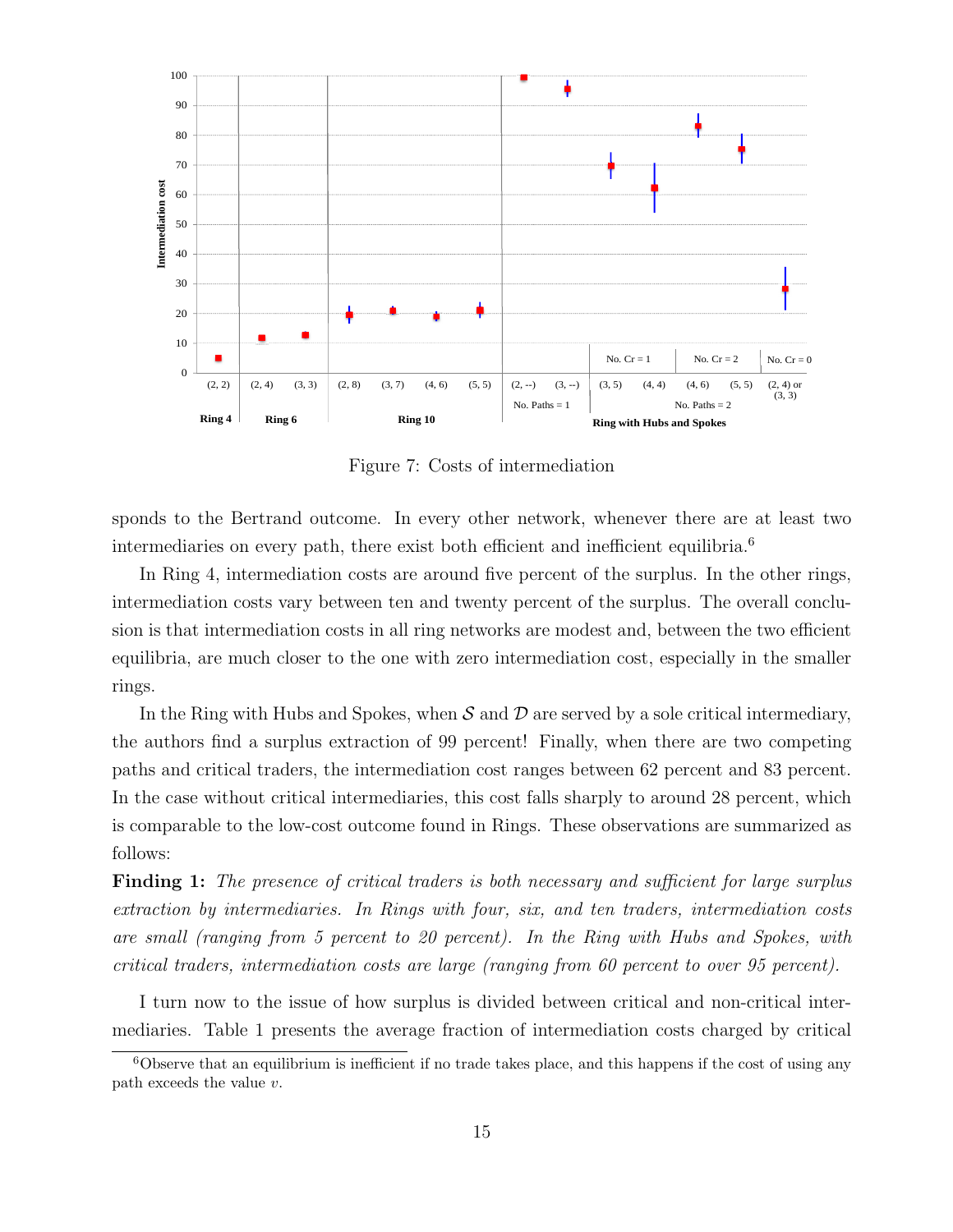Figure 7: Costs of intermediation

sponds to the Bertrand outcome. In every other network, whenever there are at least two intermediaries on every path, there exist both efficient and inefficient equilibria.[6]

In Ring 4, intermediation costs are around five percent of the surplus. In the other rings, intermediation costs vary between ten and twenty percent of the surplus. The overall conclusion is that intermediation costs in all ring networks are modest and, between the two efficient equilibria, are much closer to the one with zero intermediation cost, especially in the smaller rings.

In the Ring with Hubs and Spokes, when $\mathcal{S}$ and $\mathcal{D}$ are served by a sole critical intermediary, the authors find a surplus extraction of 99 percent! Finally, when there are two competing paths and critical traders, the intermediation cost ranges between 62 percent and 83 percent. In the case without critical intermediaries, this cost falls sharply to around 28 percent, which is comparable to the low-cost outcome found in Rings. These observations are summarized as follows:

**Finding 1:** *The presence of critical traders is both necessary and sufficient for large surplus extraction by intermediaries. In Rings with four, six, and ten traders, intermediation costs are small (ranging from 5 percent to 20 percent). In the Ring with Hubs and Spokes, with critical traders, intermediation costs are large (ranging from 60 percent to over 95 percent).*

I turn now to the issue of how surplus is divided between critical and non-critical intermediaries. Table 1 presents the average fraction of intermediation costs charged by critical

[6] Observe that an equilibrium is inefficient if no trade takes place, and this happens if the cost of using any path exceeds the value $v$.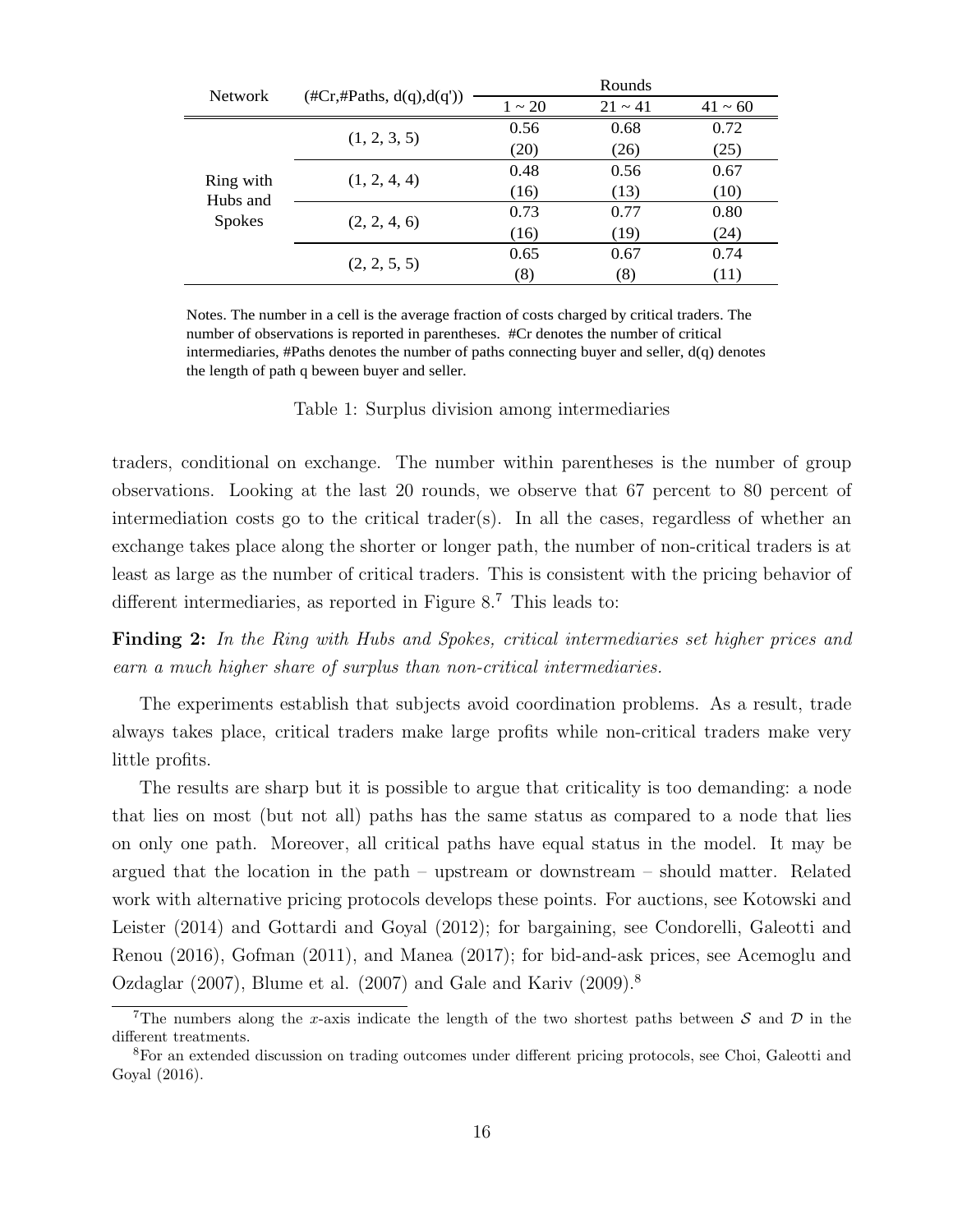| Network | (#Cr,#Paths, d(q),d(q')) | Rounds | | |
|---|---|---|---|---|
| | | 1 ~ 20 | 21 ~ 41 | 41 ~ 60 |
| Ring with Hubs and Spokes | (1, 2, 3, 5) | 0.56 | 0.68 | 0.72 |
| | | (20) | (26) | (25) |
| | (1, 2, 4, 4) | 0.48 | 0.56 | 0.67 |
| | | (16) | (13) | (10) |
| | (2, 2, 4, 6) | 0.73 | 0.77 | 0.80 |
| | | (16) | (19) | (24) |
| | (2, 2, 5, 5) | 0.65 | 0.67 | 0.74 |
| | | (8) | (8) | (11) |

Notes. The number in a cell is the average fraction of costs charged by critical traders. The number of observations is reported in parentheses. #Cr denotes the number of critical intermediaries, #Paths denotes the number of paths connecting buyer and seller, d(q) denotes the length of path q beween buyer and seller.

Table 1: Surplus division among intermediaries

traders, conditional on exchange. The number within parentheses is the number of group observations. Looking at the last 20 rounds, we observe that 67 percent to 80 percent of intermediation costs go to the critical trader(s). In all the cases, regardless of whether an exchange takes place along the shorter or longer path, the number of non-critical traders is at least as large as the number of critical traders. This is consistent with the pricing behavior of different intermediaries, as reported in Figure 8.[7] This leads to:

**Finding 2:** *In the Ring with Hubs and Spokes, critical intermediaries set higher prices and earn a much higher share of surplus than non-critical intermediaries.*

The experiments establish that subjects avoid coordination problems. As a result, trade always takes place, critical traders make large profits while non-critical traders make very little profits.

The results are sharp but it is possible to argue that criticality is too demanding: a node that lies on most (but not all) paths has the same status as compared to a node that lies on only one path. Moreover, all critical paths have equal status in the model. It may be argued that the location in the path – upstream or downstream – should matter. Related work with alternative pricing protocols develops these points. For auctions, see Kotowski and Leister (2014) and Gottardi and Goyal (2012); for bargaining, see Condorelli, Galeotti and Renou (2016), Gofman (2011), and Manea (2017); for bid-and-ask prices, see Acemoglu and Ozdaglar (2007), Blume et al. (2007) and Gale and Kariv (2009).[8]

[7]The numbers along the $x$-axis indicate the length of the two shortest paths between $\mathcal{S}$ and $\mathcal{D}$ in the different treatments.

[8]For an extended discussion on trading outcomes under different pricing protocols, see Choi, Galeotti and Goyal (2016).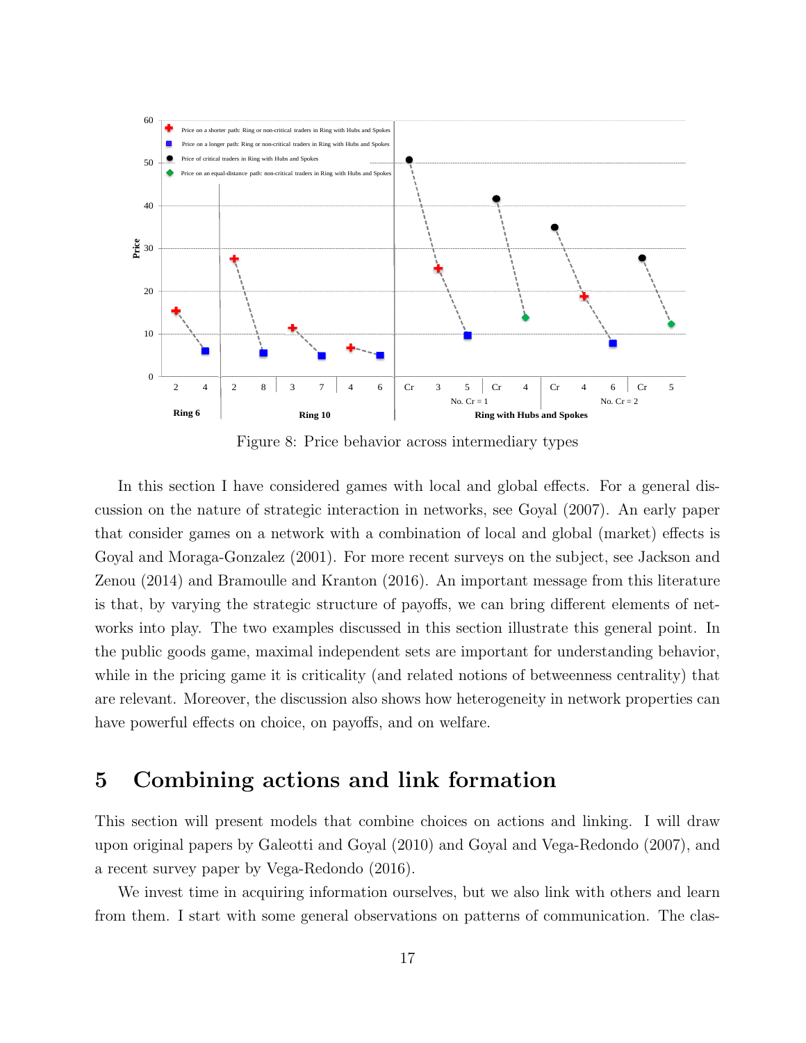Figure 8: Price behavior across intermediary types

In this section I have considered games with local and global effects. For a general discussion on the nature of strategic interaction in networks, see Goyal (2007). An early paper that consider games on a network with a combination of local and global (market) effects is Goyal and Moraga-Gonzalez (2001). For more recent surveys on the subject, see Jackson and Zenou (2014) and Bramoulle and Kranton (2016). An important message from this literature is that, by varying the strategic structure of payoffs, we can bring different elements of networks into play. The two examples discussed in this section illustrate this general point. In the public goods game, maximal independent sets are important for understanding behavior, while in the pricing game it is criticality (and related notions of betweenness centrality) that are relevant. Moreover, the discussion also shows how heterogeneity in network properties can have powerful effects on choice, on payoffs, and on welfare.

# 5 Combining actions and link formation

This section will present models that combine choices on actions and linking. I will draw upon original papers by Galeotti and Goyal (2010) and Goyal and Vega-Redondo (2007), and a recent survey paper by Vega-Redondo (2016).

We invest time in acquiring information ourselves, but we also link with others and learn from them. I start with some general observations on patterns of communication. The clas-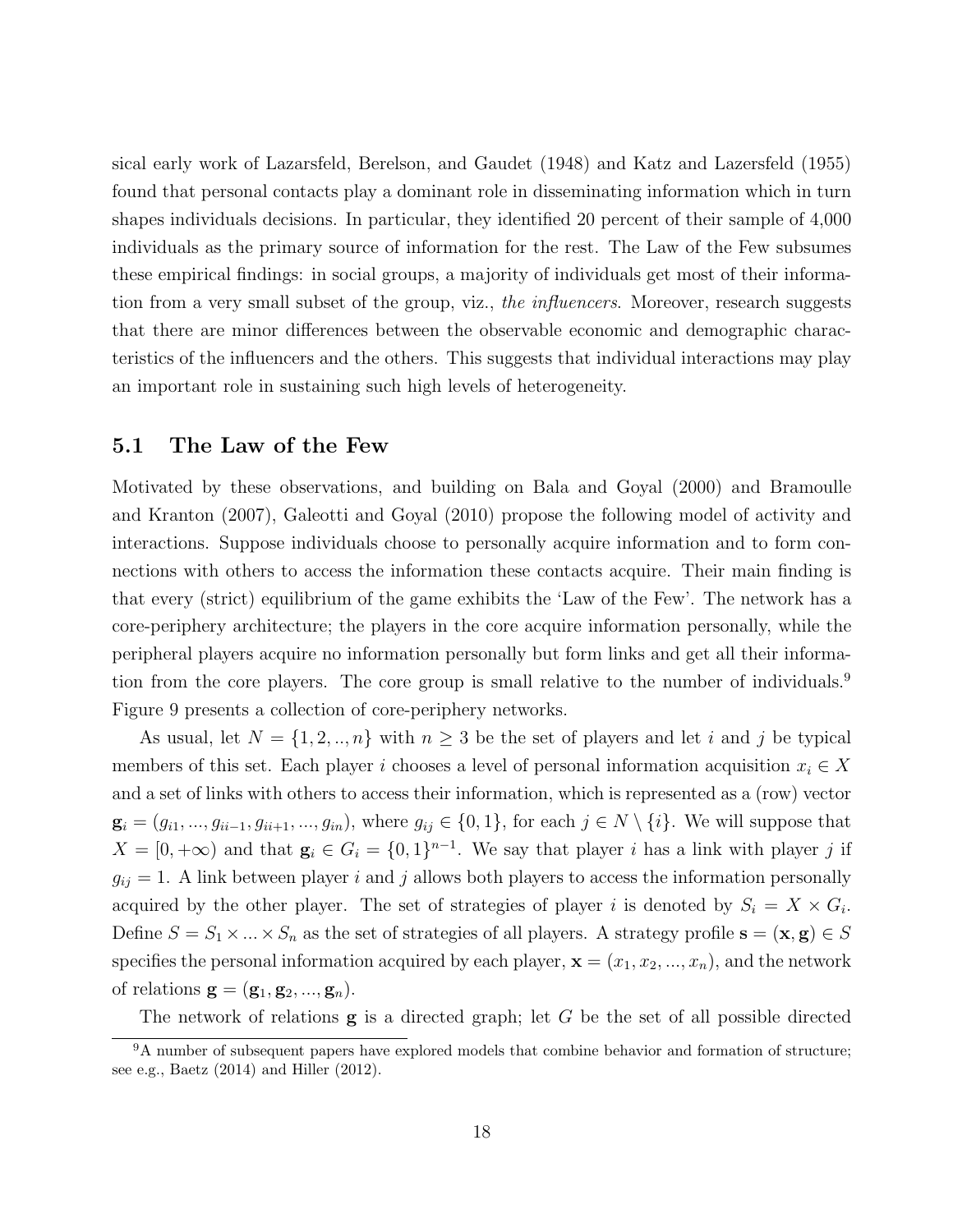sical early work of Lazarsfeld, Berelson, and Gaudet (1948) and Katz and Lazersfeld (1955) found that personal contacts play a dominant role in disseminating information which in turn shapes individuals decisions. In particular, they identified 20 percent of their sample of 4,000 individuals as the primary source of information for the rest. The Law of the Few subsumes these empirical findings: in social groups, a majority of individuals get most of their information from a very small subset of the group, viz., *the influencers*. Moreover, research suggests that there are minor differences between the observable economic and demographic characteristics of the influencers and the others. This suggests that individual interactions may play an important role in sustaining such high levels of heterogeneity.

## 5.1 The Law of the Few

Motivated by these observations, and building on Bala and Goyal (2000) and Bramoulle and Kranton (2007), Galeotti and Goyal (2010) propose the following model of activity and interactions. Suppose individuals choose to personally acquire information and to form connections with others to access the information these contacts acquire. Their main finding is that every (strict) equilibrium of the game exhibits the 'Law of the Few'. The network has a core-periphery architecture; the players in the core acquire information personally, while the peripheral players acquire no information personally but form links and get all their information from the core players. The core group is small relative to the number of individuals.[9] Figure 9 presents a collection of core-periphery networks.

As usual, let $N = \{1, 2, .., n\}$ with $n \geq 3$ be the set of players and let $i$ and $j$ be typical members of this set. Each player $i$ chooses a level of personal information acquisition $x_i \in X$ and a set of links with others to access their information, which is represented as a (row) vector $\mathbf{g}_i = (g_{i1}, ..., g_{ii-1}, g_{ii+1}, ..., g_{in})$, where $g_{ij} \in \{0, 1\}$, for each $j \in N \setminus \{i\}$. We will suppose that $X = [0, +\infty)$ and that $\mathbf{g}_i \in G_i = \{0, 1\}^{n-1}$. We say that player $i$ has a link with player $j$ if $g_{ij} = 1$. A link between player $i$ and $j$ allows both players to access the information personally acquired by the other player. The set of strategies of player $i$ is denoted by $S_i = X \times G_i$. Define $S = S_1 \times ... \times S_n$ as the set of strategies of all players. A strategy profile $\mathbf{s} = (\mathbf{x}, \mathbf{g}) \in S$ specifies the personal information acquired by each player, $\mathbf{x} = (x_1, x_2, ..., x_n)$, and the network of relations $\mathbf{g} = (\mathbf{g}_1, \mathbf{g}_2, ..., \mathbf{g}_n)$.

The network of relations $\mathbf{g}$ is a directed graph; let $G$ be the set of all possible directed

[9] A number of subsequent papers have explored models that combine behavior and formation of structure; see e.g., Baetz (2014) and Hiller (2012).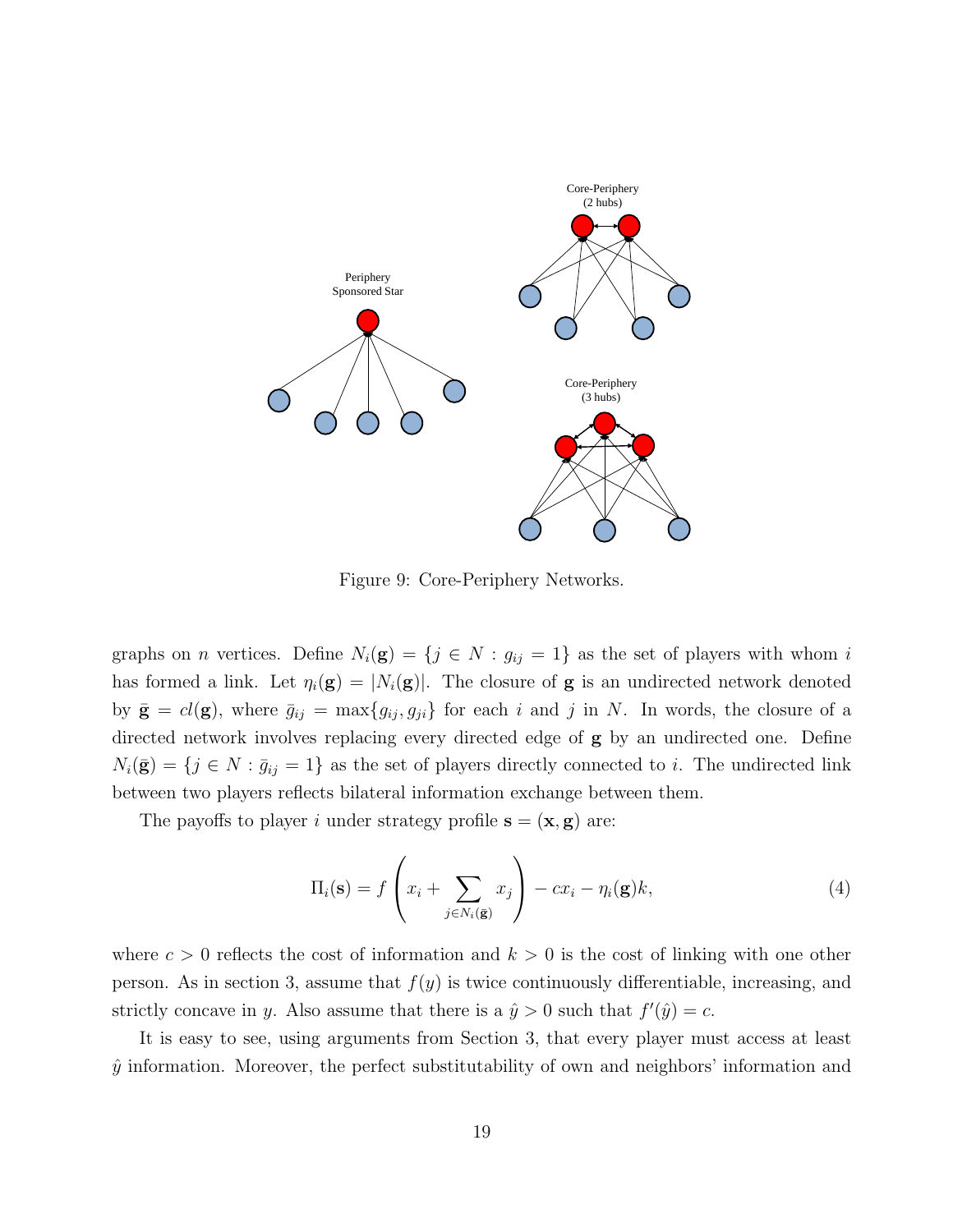Figure 9: Core-Periphery Networks.

graphs on $n$ vertices. Define $N_i(\mathbf{g}) = \{j \in N : g_{ij} = 1\}$ as the set of players with whom $i$ has formed a link. Let $\eta_i(\mathbf{g}) = |N_i(\mathbf{g})|$. The closure of $\mathbf{g}$ is an undirected network denoted by $\bar{\mathbf{g}} = cl(\mathbf{g})$, where $\bar{g}_{ij} = \max\{g_{ij}, g_{ji}\}$ for each $i$ and $j$ in $N$. In words, the closure of a directed network involves replacing every directed edge of $\mathbf{g}$ by an undirected one. Define $N_i(\bar{\mathbf{g}}) = \{j \in N : \bar{g}_{ij} = 1\}$ as the set of players directly connected to $i$. The undirected link between two players reflects bilateral information exchange between them.

The payoffs to player $i$ under strategy profile $\mathbf{s} = (\mathbf{x}, \mathbf{g})$ are:

$$\Pi_i(\mathbf{s}) = f\left(x_i + \sum_{j \in N_i(\bar{\mathbf{g}})} x_j\right) - cx_i - \eta_i(\mathbf{g})k, \tag{4}$$

where $c > 0$ reflects the cost of information and $k > 0$ is the cost of linking with one other person. As in section 3, assume that $f(y)$ is twice continuously differentiable, increasing, and strictly concave in $y$. Also assume that there is a $\hat{y} > 0$ such that $f'(\hat{y}) = c$.

It is easy to see, using arguments from Section 3, that every player must access at least $\hat{y}$ information. Moreover, the perfect substitutability of own and neighbors' information and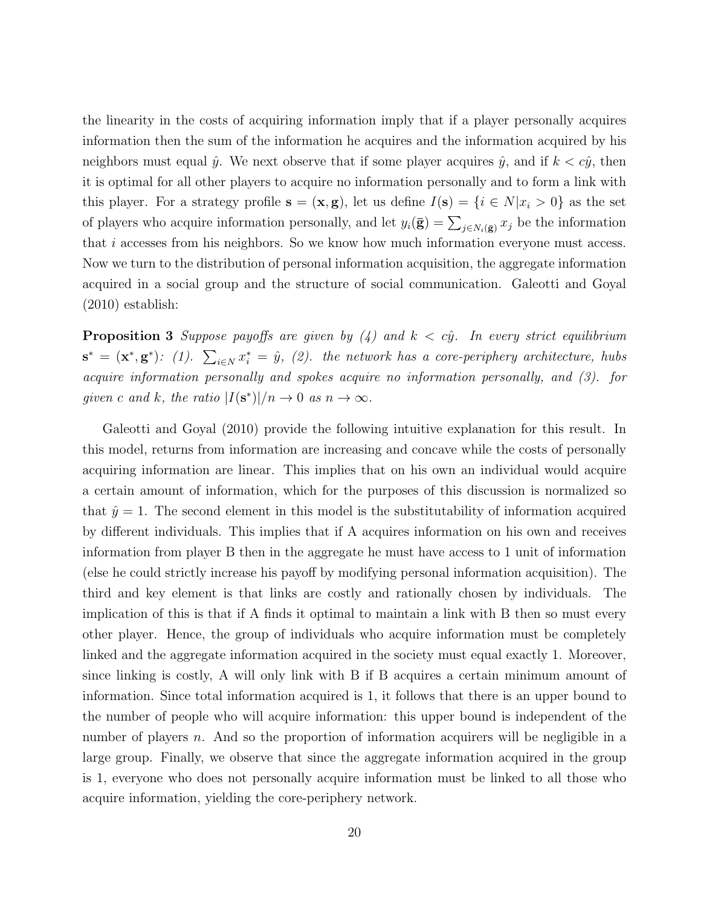the linearity in the costs of acquiring information imply that if a player personally acquires information then the sum of the information he acquires and the information acquired by his neighbors must equal $\hat{y}$. We next observe that if some player acquires $\hat{y}$, and if $k < c\hat{y}$, then it is optimal for all other players to acquire no information personally and to form a link with this player. For a strategy profile $\mathbf{s} = (\mathbf{x}, \mathbf{g})$, let us define $I(\mathbf{s}) = \{i \in N | x_i > 0\}$ as the set of players who acquire information personally, and let $y_i(\bar{\mathbf{g}}) = \sum_{j \in N_i(\bar{\mathbf{g}})} x_j$ be the information that $i$ accesses from his neighbors. So we know how much information everyone must access. Now we turn to the distribution of personal information acquisition, the aggregate information acquired in a social group and the structure of social communication. Galeotti and Goyal (2010) establish:

**Proposition 3** *Suppose payoffs are given by (4) and $k < c\hat{y}$. In every strict equilibrium $\mathbf{s}^* = (\mathbf{x}^*, \mathbf{g}^*)$: (1). $\sum_{i \in N} x_i^* = \hat{y}$, (2). the network has a core-periphery architecture, hubs acquire information personally and spokes acquire no information personally, and (3). for given $c$ and $k$, the ratio $|I(\mathbf{s}^*)|/n \to 0$ as $n \to \infty$.*

Galeotti and Goyal (2010) provide the following intuitive explanation for this result. In this model, returns from information are increasing and concave while the costs of personally acquiring information are linear. This implies that on his own an individual would acquire a certain amount of information, which for the purposes of this discussion is normalized so that $\hat{y} = 1$. The second element in this model is the substitutability of information acquired by different individuals. This implies that if A acquires information on his own and receives information from player B then in the aggregate he must have access to 1 unit of information (else he could strictly increase his payoff by modifying personal information acquisition). The third and key element is that links are costly and rationally chosen by individuals. The implication of this is that if A finds it optimal to maintain a link with B then so must every other player. Hence, the group of individuals who acquire information must be completely linked and the aggregate information acquired in the society must equal exactly 1. Moreover, since linking is costly, A will only link with B if B acquires a certain minimum amount of information. Since total information acquired is 1, it follows that there is an upper bound to the number of people who will acquire information: this upper bound is independent of the number of players $n$. And so the proportion of information acquirers will be negligible in a large group. Finally, we observe that since the aggregate information acquired in the group is 1, everyone who does not personally acquire information must be linked to all those who acquire information, yielding the core-periphery network.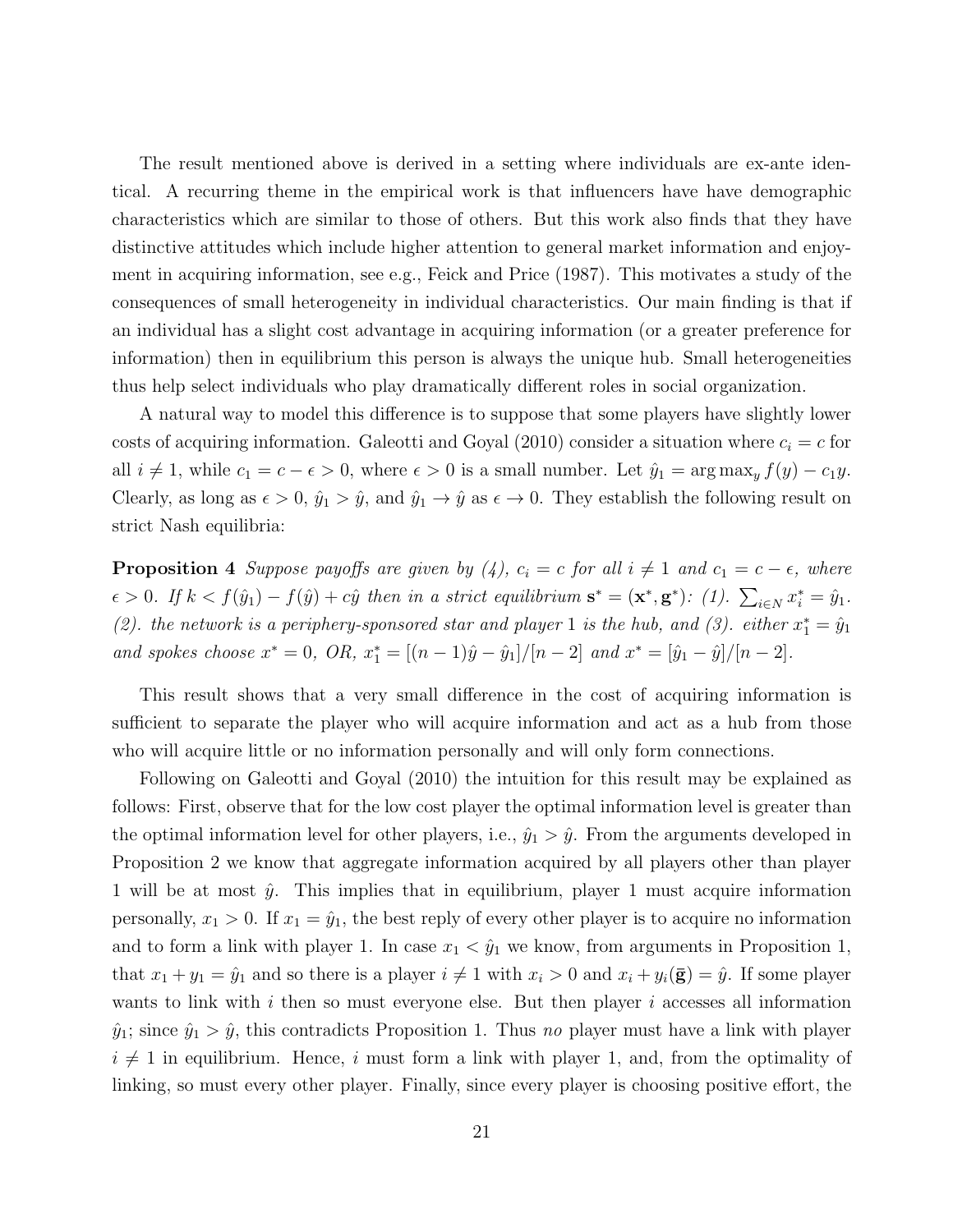The result mentioned above is derived in a setting where individuals are ex-ante identical. A recurring theme in the empirical work is that influencers have have demographic characteristics which are similar to those of others. But this work also finds that they have distinctive attitudes which include higher attention to general market information and enjoyment in acquiring information, see e.g., Feick and Price (1987). This motivates a study of the consequences of small heterogeneity in individual characteristics. Our main finding is that if an individual has a slight cost advantage in acquiring information (or a greater preference for information) then in equilibrium this person is always the unique hub. Small heterogeneities thus help select individuals who play dramatically different roles in social organization.

A natural way to model this difference is to suppose that some players have slightly lower costs of acquiring information. Galeotti and Goyal (2010) consider a situation where $c_i = c$ for all $i \neq 1$, while $c_1 = c - \epsilon > 0$, where $\epsilon > 0$ is a small number. Let $\hat{y}_1 = \arg\max_y f(y) - c_1 y$. Clearly, as long as $\epsilon > 0$, $\hat{y}_1 > \hat{y}$, and $\hat{y}_1 \to \hat{y}$ as $\epsilon \to 0$. They establish the following result on strict Nash equilibria:

**Proposition 4** *Suppose payoffs are given by (4), $c_i = c$ for all $i \neq 1$ and $c_1 = c - \epsilon$, where $\epsilon > 0$. If $k < f(\hat{y}_1) - f(\hat{y}) + c\hat{y}$ then in a strict equilibrium $\mathbf{s}^* = (\mathbf{x}^*, \mathbf{g}^*)$: (1). $\sum_{i \in N} x_i^* = \hat{y}_1$. (2). the network is a periphery-sponsored star and player 1 is the hub, and (3). either $x_1^* = \hat{y}_1$ and spokes choose $x^* = 0$, OR, $x_1^* = [(n-1)\hat{y} - \hat{y}_1]/[n-2]$ and $x^* = [\hat{y}_1 - \hat{y}]/[n-2]$.*

This result shows that a very small difference in the cost of acquiring information is sufficient to separate the player who will acquire information and act as a hub from those who will acquire little or no information personally and will only form connections.

Following on Galeotti and Goyal (2010) the intuition for this result may be explained as follows: First, observe that for the low cost player the optimal information level is greater than the optimal information level for other players, i.e., $\hat{y}_1 > \hat{y}$. From the arguments developed in Proposition 2 we know that aggregate information acquired by all players other than player 1 will be at most $\hat{y}$. This implies that in equilibrium, player 1 must acquire information personally, $x_1 > 0$. If $x_1 = \hat{y}_1$, the best reply of every other player is to acquire no information and to form a link with player 1. In case $x_1 < \hat{y}_1$ we know, from arguments in Proposition 1, that $x_1 + y_1 = \hat{y}_1$ and so there is a player $i \neq 1$ with $x_i > 0$ and $x_i + y_i(\bar{\mathbf{g}}) = \hat{y}$. If some player wants to link with $i$ then so must everyone else. But then player $i$ accesses all information $\hat{y}_1$; since $\hat{y}_1 > \hat{y}$, this contradicts Proposition 1. Thus *no* player must have a link with player $i \neq 1$ in equilibrium. Hence, $i$ must form a link with player 1, and, from the optimality of linking, so must every other player. Finally, since every player is choosing positive effort, the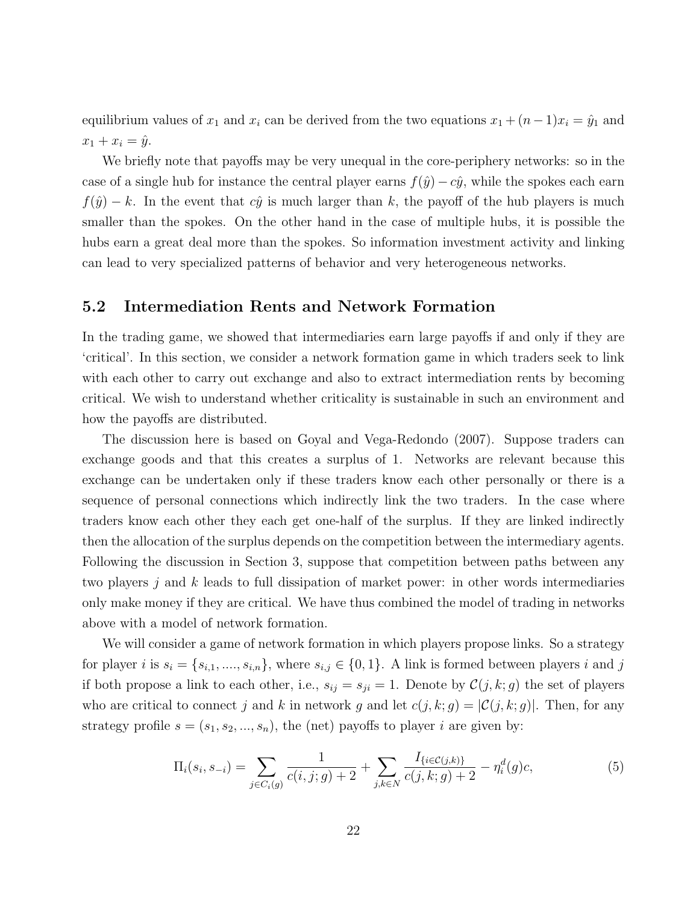equilibrium values of $x_1$ and $x_i$ can be derived from the two equations $x_1 + (n-1)x_i = \hat{y}_1$ and $x_1 + x_i = \hat{y}$.

We briefly note that payoffs may be very unequal in the core-periphery networks: so in the case of a single hub for instance the central player earns $f(\hat{y}) - c\hat{y}$, while the spokes each earn $f(\hat{y}) - k$. In the event that $c\hat{y}$ is much larger than $k$, the payoff of the hub players is much smaller than the spokes. On the other hand in the case of multiple hubs, it is possible the hubs earn a great deal more than the spokes. So information investment activity and linking can lead to very specialized patterns of behavior and very heterogeneous networks.

## 5.2 Intermediation Rents and Network Formation

In the trading game, we showed that intermediaries earn large payoffs if and only if they are 'critical'. In this section, we consider a network formation game in which traders seek to link with each other to carry out exchange and also to extract intermediation rents by becoming critical. We wish to understand whether criticality is sustainable in such an environment and how the payoffs are distributed.

The discussion here is based on Goyal and Vega-Redondo (2007). Suppose traders can exchange goods and that this creates a surplus of 1. Networks are relevant because this exchange can be undertaken only if these traders know each other personally or there is a sequence of personal connections which indirectly link the two traders. In the case where traders know each other they each get one-half of the surplus. If they are linked indirectly then the allocation of the surplus depends on the competition between the intermediary agents. Following the discussion in Section 3, suppose that competition between paths between any two players $j$ and $k$ leads to full dissipation of market power: in other words intermediaries only make money if they are critical. We have thus combined the model of trading in networks above with a model of network formation.

We will consider a game of network formation in which players propose links. So a strategy for player $i$ is $s_i = \{s_{i,1}, ...., s_{i,n}\}$, where $s_{i,j} \in \{0, 1\}$. A link is formed between players $i$ and $j$ if both propose a link to each other, i.e., $s_{ij} = s_{ji} = 1$. Denote by $\mathcal{C}(j, k; g)$ the set of players who are critical to connect $j$ and $k$ in network $g$ and let $c(j, k; g) = |\mathcal{C}(j, k; g)|$. Then, for any strategy profile $s = (s_1, s_2, ..., s_n)$, the (net) payoffs to player $i$ are given by:

$$\Pi_i(s_i, s_{-i}) = \sum_{j \in C_i(g)} \frac{1}{c(i, j; g) + 2} + \sum_{j,k \in N} \frac{I_{\{i \in \mathcal{C}(j,k)\}}}{c(j, k; g) + 2} - \eta_i^d(g)c, \tag{5}$$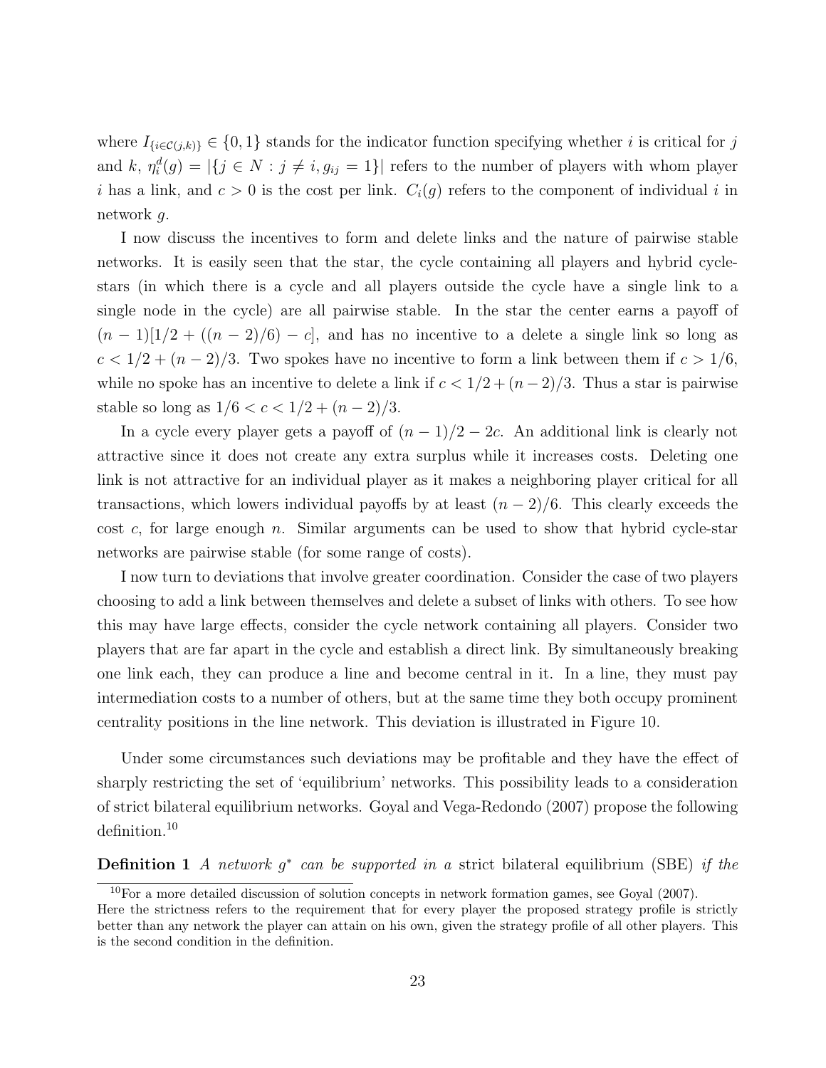where $I_{\{i \in \mathcal{C}(j,k)\}} \in \{0, 1\}$ stands for the indicator function specifying whether $i$ is critical for $j$ and $k$, $\eta_i^d(g) = |\{j \in N : j \neq i, g_{ij} = 1\}|$ refers to the number of players with whom player $i$ has a link, and $c > 0$ is the cost per link. $C_i(g)$ refers to the component of individual $i$ in network $g$.

I now discuss the incentives to form and delete links and the nature of pairwise stable networks. It is easily seen that the star, the cycle containing all players and hybrid cycle-stars (in which there is a cycle and all players outside the cycle have a single link to a single node in the cycle) are all pairwise stable. In the star the center earns a payoff of $(n-1)[1/2 + ((n-2)/6) - c]$, and has no incentive to a delete a single link so long as $c < 1/2 + (n-2)/3$. Two spokes have no incentive to form a link between them if $c > 1/6$, while no spoke has an incentive to delete a link if $c < 1/2 + (n-2)/3$. Thus a star is pairwise stable so long as $1/6 < c < 1/2 + (n-2)/3$.

In a cycle every player gets a payoff of $(n-1)/2 - 2c$. An additional link is clearly not attractive since it does not create any extra surplus while it increases costs. Deleting one link is not attractive for an individual player as it makes a neighboring player critical for all transactions, which lowers individual payoffs by at least $(n-2)/6$. This clearly exceeds the cost $c$, for large enough $n$. Similar arguments can be used to show that hybrid cycle-star networks are pairwise stable (for some range of costs).

I now turn to deviations that involve greater coordination. Consider the case of two players choosing to add a link between themselves and delete a subset of links with others. To see how this may have large effects, consider the cycle network containing all players. Consider two players that are far apart in the cycle and establish a direct link. By simultaneously breaking one link each, they can produce a line and become central in it. In a line, they must pay intermediation costs to a number of others, but at the same time they both occupy prominent centrality positions in the line network. This deviation is illustrated in Figure 10.

Under some circumstances such deviations may be profitable and they have the effect of sharply restricting the set of 'equilibrium' networks. This possibility leads to a consideration of strict bilateral equilibrium networks. Goyal and Vega-Redondo (2007) propose the following definition.[10]

**Definition 1** *A network $g^*$ can be supported in a* strict bilateral equilibrium (SBE) *if the*

[10] For a more detailed discussion of solution concepts in network formation games, see Goyal (2007). Here the strictness refers to the requirement that for every player the proposed strategy profile is strictly better than any network the player can attain on his own, given the strategy profile of all other players. This is the second condition in the definition.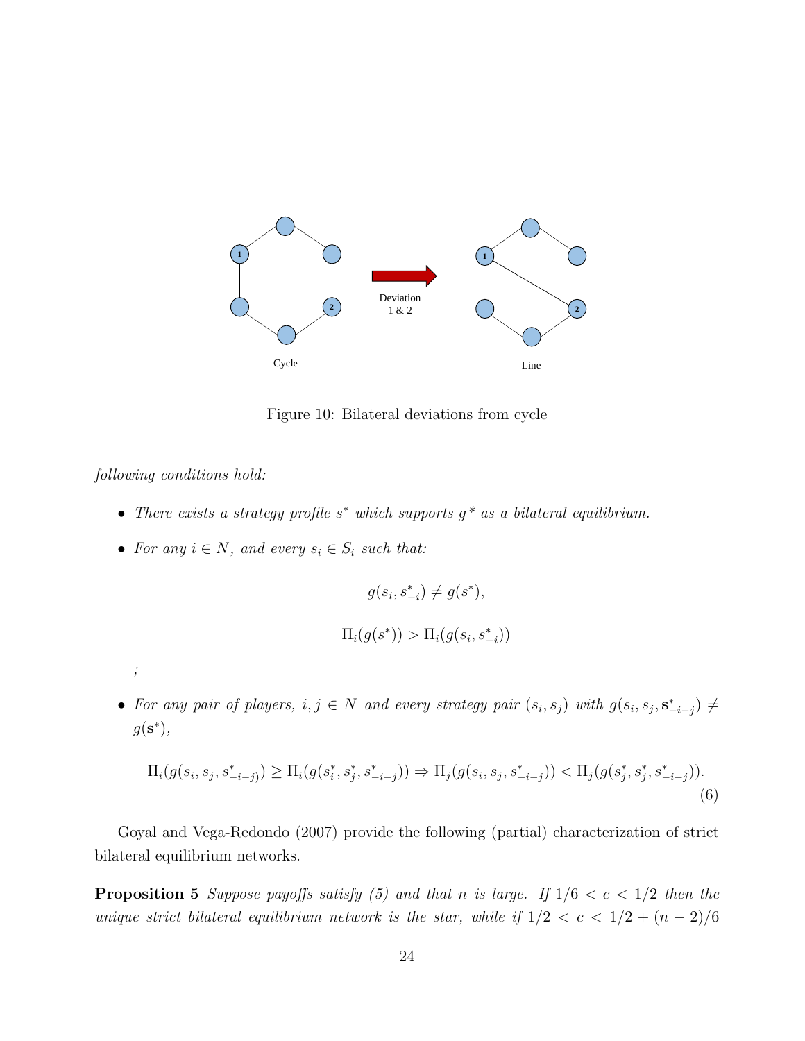Figure 10: Bilateral deviations from cycle

*following conditions hold:*

- *There exists a strategy profile $s^*$ which supports $g^*$ as a bilateral equilibrium.*
- *For any $i \in N$, and every $s_i \in S_i$ such that:*

$$g(s_i, s^*_{-i}) \neq g(s^*),$$

$$\Pi_i(g(s^*)) > \Pi_i(g(s_i, s^*_{-i}))$$

*;*

- *For any pair of players, $i, j \in N$ and every strategy pair $(s_i, s_j)$ with $g(s_i, s_j, \mathbf{s}^*_{-i-j}) \neq g(\mathbf{s}^*)$,*

$$\Pi_i(g(s_i, s_j, s^*_{-i-j})) \geq \Pi_i(g(s^*_i, s^*_j, s^*_{-i-j})) \Rightarrow \Pi_j(g(s_i, s_j, s^*_{-i-j})) < \Pi_j(g(s^*_j, s^*_j, s^*_{-i-j})). \tag{6}$$

Goyal and Vega-Redondo (2007) provide the following (partial) characterization of strict bilateral equilibrium networks.

**Proposition 5** *Suppose payoffs satisfy (5) and that $n$ is large. If $1/6 < c < 1/2$ then the unique strict bilateral equilibrium network is the star, while if $1/2 < c < 1/2 + (n-2)/6$*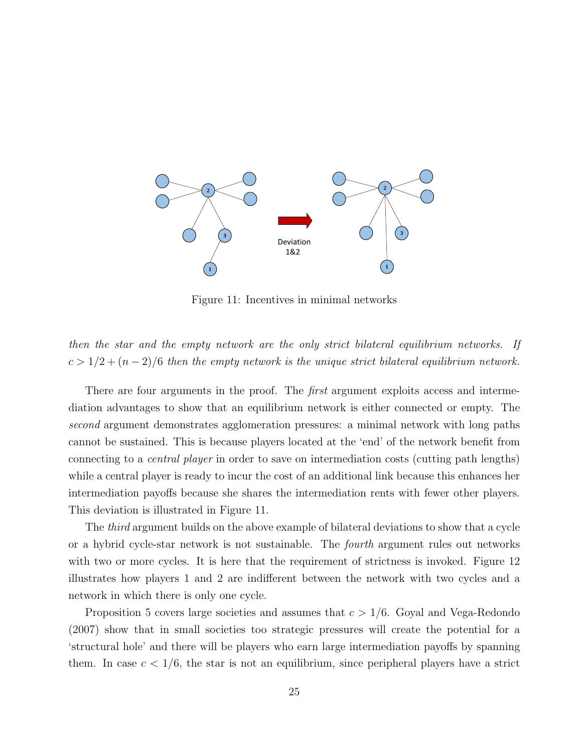Figure 11: Incentives in minimal networks

*then the star and the empty network are the only strict bilateral equilibrium networks. If $c > 1/2 + (n-2)/6$ then the empty network is the unique strict bilateral equilibrium network.*

There are four arguments in the proof. The *first* argument exploits access and intermediation advantages to show that an equilibrium network is either connected or empty. The *second* argument demonstrates agglomeration pressures: a minimal network with long paths cannot be sustained. This is because players located at the 'end' of the network benefit from connecting to a *central player* in order to save on intermediation costs (cutting path lengths) while a central player is ready to incur the cost of an additional link because this enhances her intermediation payoffs because she shares the intermediation rents with fewer other players. This deviation is illustrated in Figure 11.

The *third* argument builds on the above example of bilateral deviations to show that a cycle or a hybrid cycle-star network is not sustainable. The *fourth* argument rules out networks with two or more cycles. It is here that the requirement of strictness is invoked. Figure 12 illustrates how players 1 and 2 are indifferent between the network with two cycles and a network in which there is only one cycle.

Proposition 5 covers large societies and assumes that $c > 1/6$. Goyal and Vega-Redondo (2007) show that in small societies too strategic pressures will create the potential for a 'structural hole' and there will be players who earn large intermediation payoffs by spanning them. In case $c < 1/6$, the star is not an equilibrium, since peripheral players have a strict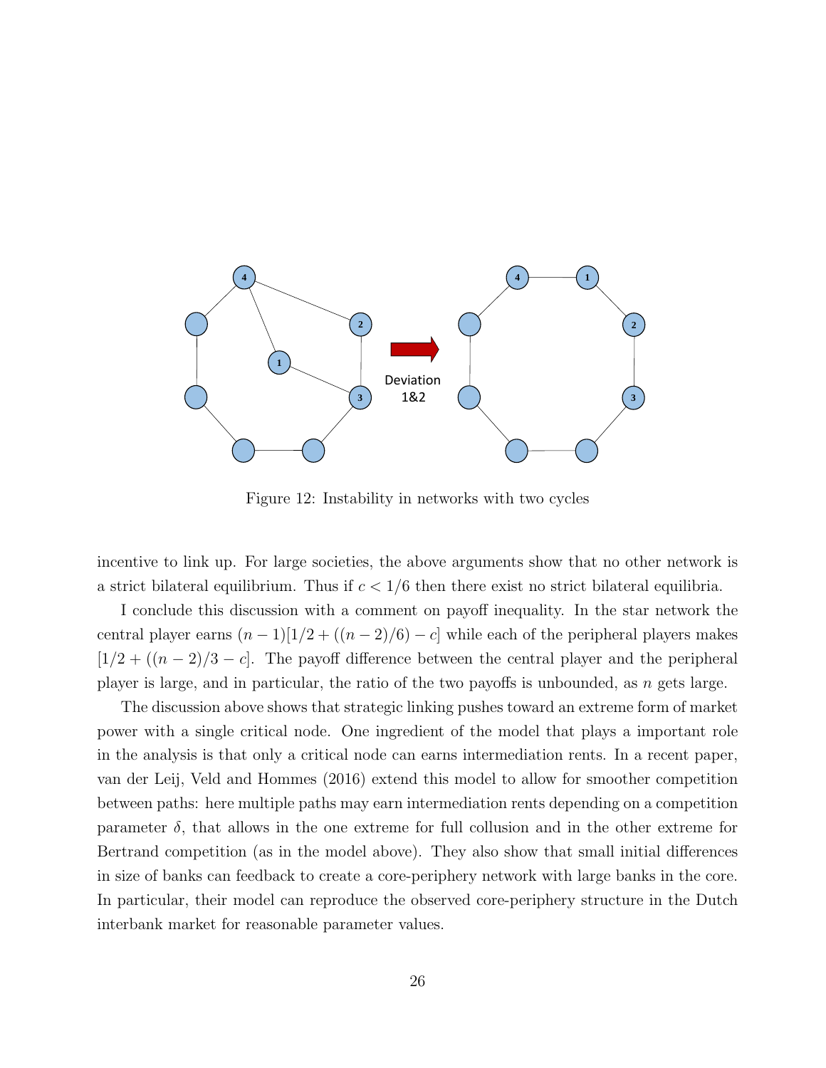Figure 12: Instability in networks with two cycles

incentive to link up. For large societies, the above arguments show that no other network is a strict bilateral equilibrium. Thus if $c < 1/6$ then there exist no strict bilateral equilibria.

I conclude this discussion with a comment on payoff inequality. In the star network the central player earns $(n-1)[1/2 + ((n-2)/6) - c]$ while each of the peripheral players makes $[1/2 + ((n-2)/3 - c]$. The payoff difference between the central player and the peripheral player is large, and in particular, the ratio of the two payoffs is unbounded, as $n$ gets large.

The discussion above shows that strategic linking pushes toward an extreme form of market power with a single critical node. One ingredient of the model that plays a important role in the analysis is that only a critical node can earns intermediation rents. In a recent paper, van der Leij, Veld and Hommes (2016) extend this model to allow for smoother competition between paths: here multiple paths may earn intermediation rents depending on a competition parameter $\delta$, that allows in the one extreme for full collusion and in the other extreme for Bertrand competition (as in the model above). They also show that small initial differences in size of banks can feedback to create a core-periphery network with large banks in the core. In particular, their model can reproduce the observed core-periphery structure in the Dutch interbank market for reasonable parameter values.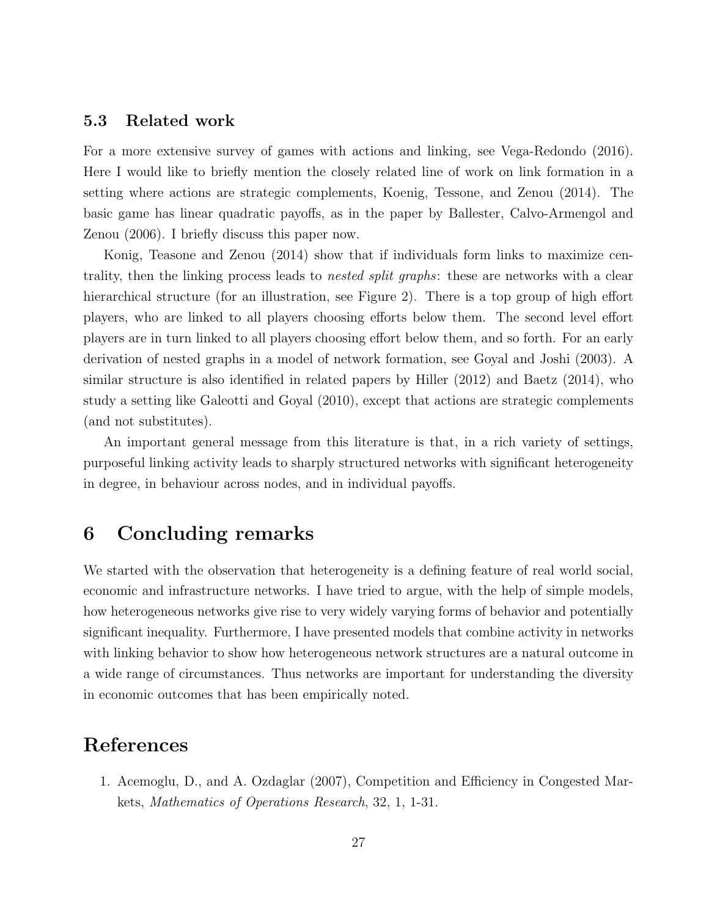### 5.3 Related work

For a more extensive survey of games with actions and linking, see Vega-Redondo (2016). Here I would like to briefly mention the closely related line of work on link formation in a setting where actions are strategic complements, Koenig, Tessone, and Zenou (2014). The basic game has linear quadratic payoffs, as in the paper by Ballester, Calvo-Armengol and Zenou (2006). I briefly discuss this paper now.

Konig, Teasone and Zenou (2014) show that if individuals form links to maximize centrality, then the linking process leads to *nested split graphs*: these are networks with a clear hierarchical structure (for an illustration, see Figure 2). There is a top group of high effort players, who are linked to all players choosing efforts below them. The second level effort players are in turn linked to all players choosing effort below them, and so forth. For an early derivation of nested graphs in a model of network formation, see Goyal and Joshi (2003). A similar structure is also identified in related papers by Hiller (2012) and Baetz (2014), who study a setting like Galeotti and Goyal (2010), except that actions are strategic complements (and not substitutes).

An important general message from this literature is that, in a rich variety of settings, purposeful linking activity leads to sharply structured networks with significant heterogeneity in degree, in behaviour across nodes, and in individual payoffs.

# 6 Concluding remarks

We started with the observation that heterogeneity is a defining feature of real world social, economic and infrastructure networks. I have tried to argue, with the help of simple models, how heterogeneous networks give rise to very widely varying forms of behavior and potentially significant inequality. Furthermore, I have presented models that combine activity in networks with linking behavior to show how heterogeneous network structures are a natural outcome in a wide range of circumstances. Thus networks are important for understanding the diversity in economic outcomes that has been empirically noted.

# References

1. Acemoglu, D., and A. Ozdaglar (2007), Competition and Efficiency in Congested Markets, *Mathematics of Operations Research*, 32, 1, 1-31.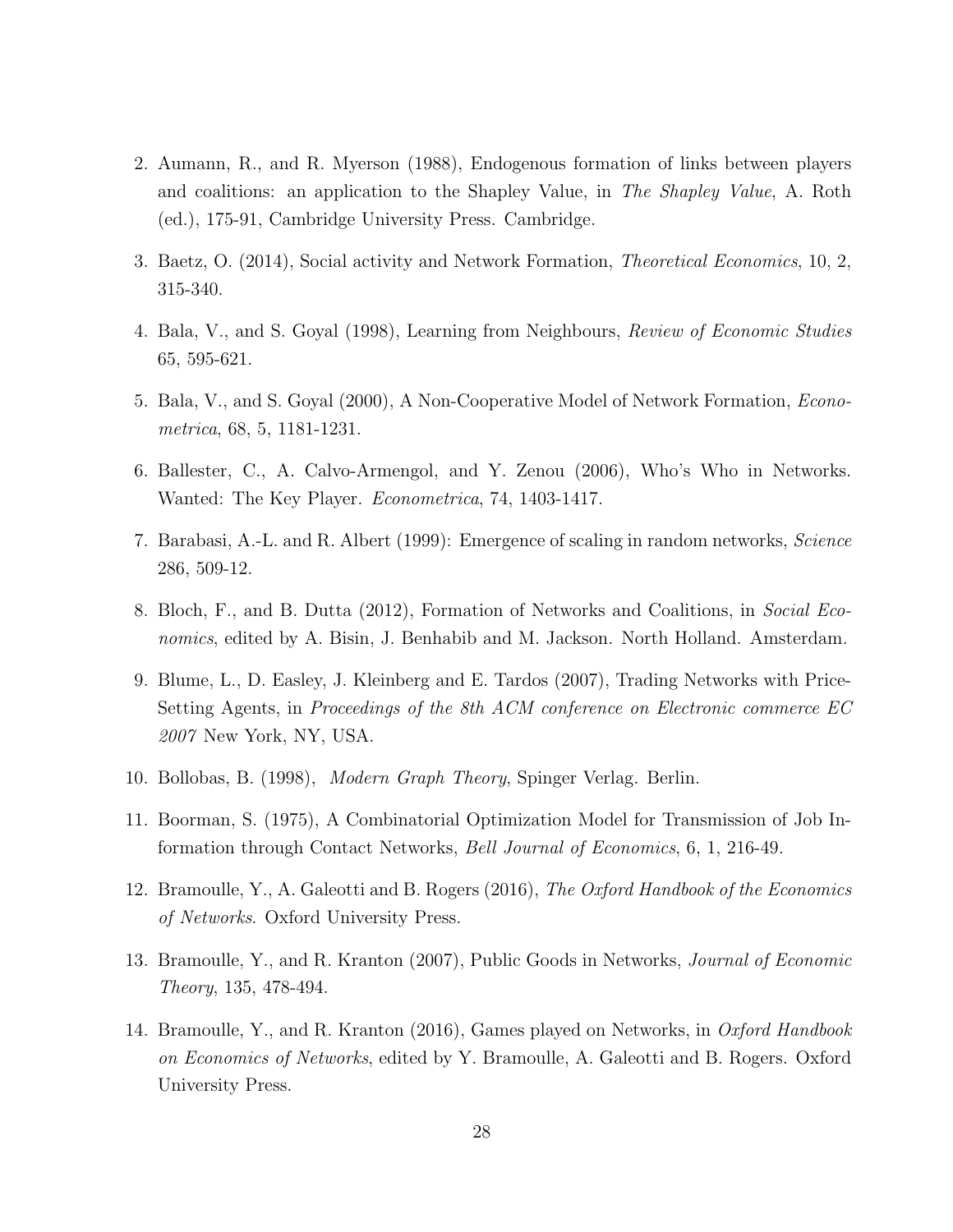2. Aumann, R., and R. Myerson (1988), Endogenous formation of links between players and coalitions: an application to the Shapley Value, in *The Shapley Value*, A. Roth (ed.), 175-91, Cambridge University Press. Cambridge.

3. Baetz, O. (2014), Social activity and Network Formation, *Theoretical Economics*, 10, 2, 315-340.

4. Bala, V., and S. Goyal (1998), Learning from Neighbours, *Review of Economic Studies* 65, 595-621.

5. Bala, V., and S. Goyal (2000), A Non-Cooperative Model of Network Formation, *Econometrica*, 68, 5, 1181-1231.

6. Ballester, C., A. Calvo-Armengol, and Y. Zenou (2006), Who's Who in Networks. Wanted: The Key Player. *Econometrica*, 74, 1403-1417.

7. Barabasi, A.-L. and R. Albert (1999): Emergence of scaling in random networks, *Science* 286, 509-12.

8. Bloch, F., and B. Dutta (2012), Formation of Networks and Coalitions, in *Social Economics*, edited by A. Bisin, J. Benhabib and M. Jackson. North Holland. Amsterdam.

9. Blume, L., D. Easley, J. Kleinberg and E. Tardos (2007), Trading Networks with Price-Setting Agents, in *Proceedings of the 8th ACM conference on Electronic commerce EC 2007* New York, NY, USA.

10. Bollobas, B. (1998), *Modern Graph Theory*, Spinger Verlag. Berlin.

11. Boorman, S. (1975), A Combinatorial Optimization Model for Transmission of Job Information through Contact Networks, *Bell Journal of Economics*, 6, 1, 216-49.

12. Bramoulle, Y., A. Galeotti and B. Rogers (2016), *The Oxford Handbook of the Economics of Networks*. Oxford University Press.

13. Bramoulle, Y., and R. Kranton (2007), Public Goods in Networks, *Journal of Economic Theory*, 135, 478-494.

14. Bramoulle, Y., and R. Kranton (2016), Games played on Networks, in *Oxford Handbook on Economics of Networks*, edited by Y. Bramoulle, A. Galeotti and B. Rogers. Oxford University Press.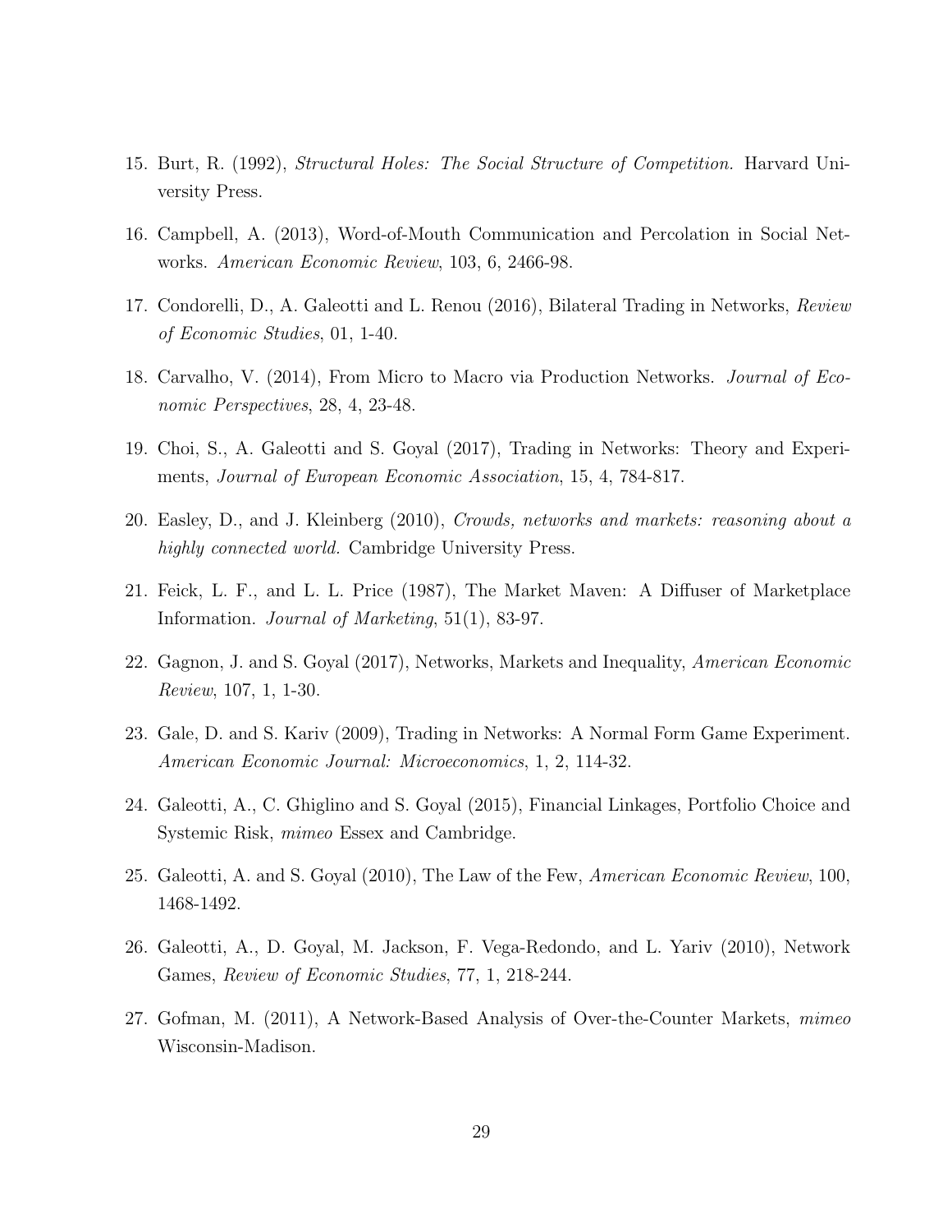15. Burt, R. (1992), *Structural Holes: The Social Structure of Competition.* Harvard University Press.

16. Campbell, A. (2013), Word-of-Mouth Communication and Percolation in Social Networks. *American Economic Review*, 103, 6, 2466-98.

17. Condorelli, D., A. Galeotti and L. Renou (2016), Bilateral Trading in Networks, *Review of Economic Studies*, 01, 1-40.

18. Carvalho, V. (2014), From Micro to Macro via Production Networks. *Journal of Economic Perspectives*, 28, 4, 23-48.

19. Choi, S., A. Galeotti and S. Goyal (2017), Trading in Networks: Theory and Experiments, *Journal of European Economic Association*, 15, 4, 784-817.

20. Easley, D., and J. Kleinberg (2010), *Crowds, networks and markets: reasoning about a highly connected world.* Cambridge University Press.

21. Feick, L. F., and L. L. Price (1987), The Market Maven: A Diffuser of Marketplace Information. *Journal of Marketing*, 51(1), 83-97.

22. Gagnon, J. and S. Goyal (2017), Networks, Markets and Inequality, *American Economic Review*, 107, 1, 1-30.

23. Gale, D. and S. Kariv (2009), Trading in Networks: A Normal Form Game Experiment. *American Economic Journal: Microeconomics*, 1, 2, 114-32.

24. Galeotti, A., C. Ghiglino and S. Goyal (2015), Financial Linkages, Portfolio Choice and Systemic Risk, *mimeo* Essex and Cambridge.

25. Galeotti, A. and S. Goyal (2010), The Law of the Few, *American Economic Review*, 100, 1468-1492.

26. Galeotti, A., D. Goyal, M. Jackson, F. Vega-Redondo, and L. Yariv (2010), Network Games, *Review of Economic Studies*, 77, 1, 218-244.

27. Gofman, M. (2011), A Network-Based Analysis of Over-the-Counter Markets, *mimeo* Wisconsin-Madison.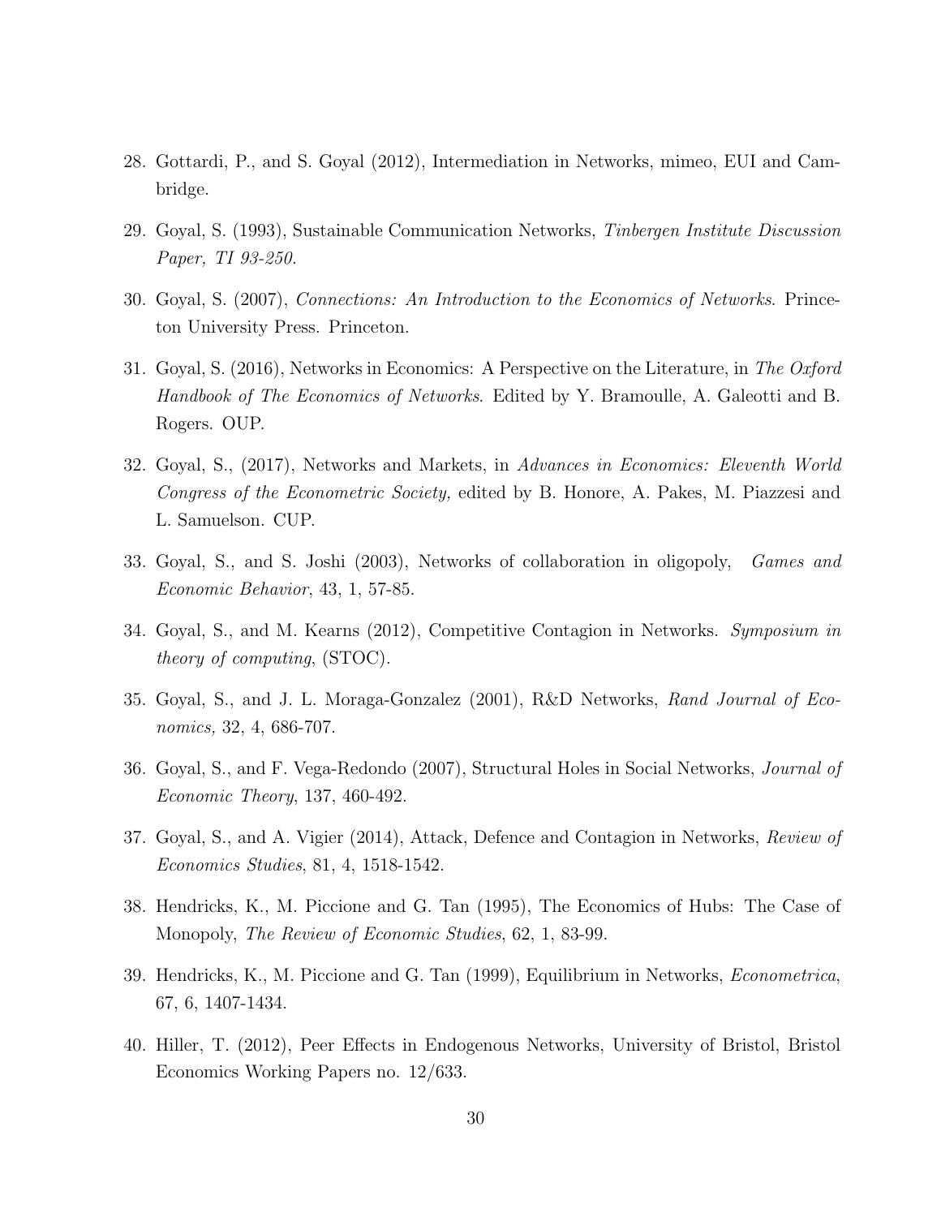28. Gottardi, P., and S. Goyal (2012), Intermediation in Networks, mimeo, EUI and Cambridge.

29. Goyal, S. (1993), Sustainable Communication Networks, *Tinbergen Institute Discussion Paper, TI 93-250*.

30. Goyal, S. (2007), *Connections: An Introduction to the Economics of Networks*. Princeton University Press. Princeton.

31. Goyal, S. (2016), Networks in Economics: A Perspective on the Literature, in *The Oxford Handbook of The Economics of Networks*. Edited by Y. Bramoulle, A. Galeotti and B. Rogers. OUP.

32. Goyal, S., (2017), Networks and Markets, in *Advances in Economics: Eleventh World Congress of the Econometric Society,* edited by B. Honore, A. Pakes, M. Piazzesi and L. Samuelson. CUP.

33. Goyal, S., and S. Joshi (2003), Networks of collaboration in oligopoly, *Games and Economic Behavior*, 43, 1, 57-85.

34. Goyal, S., and M. Kearns (2012), Competitive Contagion in Networks. *Symposium in theory of computing*, (STOC).

35. Goyal, S., and J. L. Moraga-Gonzalez (2001), R&D Networks, *Rand Journal of Economics,* 32, 4, 686-707.

36. Goyal, S., and F. Vega-Redondo (2007), Structural Holes in Social Networks, *Journal of Economic Theory*, 137, 460-492.

37. Goyal, S., and A. Vigier (2014), Attack, Defence and Contagion in Networks, *Review of Economics Studies*, 81, 4, 1518-1542.

38. Hendricks, K., M. Piccione and G. Tan (1995), The Economics of Hubs: The Case of Monopoly, *The Review of Economic Studies*, 62, 1, 83-99.

39. Hendricks, K., M. Piccione and G. Tan (1999), Equilibrium in Networks, *Econometrica*, 67, 6, 1407-1434.

40. Hiller, T. (2012), Peer Effects in Endogenous Networks, University of Bristol, Bristol Economics Working Papers no. 12/633.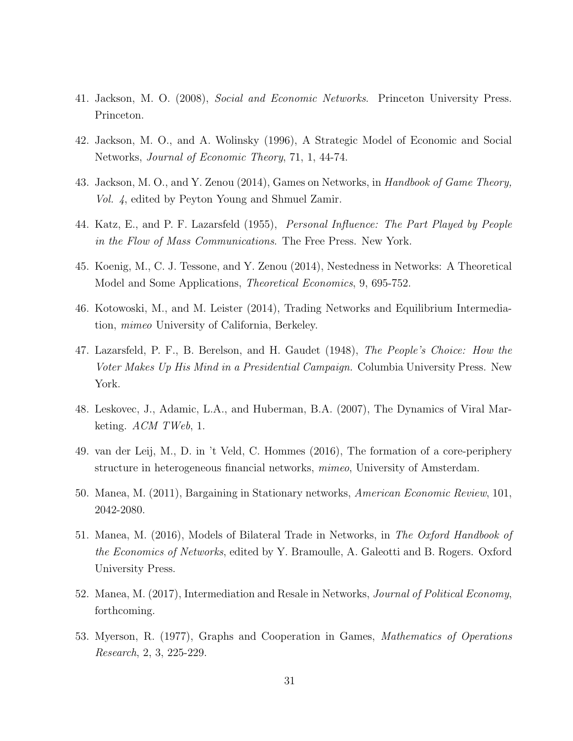41. Jackson, M. O. (2008), *Social and Economic Networks*. Princeton University Press. Princeton.

42. Jackson, M. O., and A. Wolinsky (1996), A Strategic Model of Economic and Social Networks, *Journal of Economic Theory*, 71, 1, 44-74.

43. Jackson, M. O., and Y. Zenou (2014), Games on Networks, in *Handbook of Game Theory, Vol. 4*, edited by Peyton Young and Shmuel Zamir.

44. Katz, E., and P. F. Lazarsfeld (1955), *Personal Influence: The Part Played by People in the Flow of Mass Communications*. The Free Press. New York.

45. Koenig, M., C. J. Tessone, and Y. Zenou (2014), Nestedness in Networks: A Theoretical Model and Some Applications, *Theoretical Economics*, 9, 695-752.

46. Kotowoski, M., and M. Leister (2014), Trading Networks and Equilibrium Intermediation, *mimeo* University of California, Berkeley.

47. Lazarsfeld, P. F., B. Berelson, and H. Gaudet (1948), *The People's Choice: How the Voter Makes Up His Mind in a Presidential Campaign.* Columbia University Press. New York.

48. Leskovec, J., Adamic, L.A., and Huberman, B.A. (2007), The Dynamics of Viral Marketing. *ACM TWeb*, 1.

49. van der Leij, M., D. in 't Veld, C. Hommes (2016), The formation of a core-periphery structure in heterogeneous financial networks, *mimeo*, University of Amsterdam.

50. Manea, M. (2011), Bargaining in Stationary networks, *American Economic Review*, 101, 2042-2080.

51. Manea, M. (2016), Models of Bilateral Trade in Networks, in *The Oxford Handbook of the Economics of Networks*, edited by Y. Bramoulle, A. Galeotti and B. Rogers. Oxford University Press.

52. Manea, M. (2017), Intermediation and Resale in Networks, *Journal of Political Economy*, forthcoming.

53. Myerson, R. (1977), Graphs and Cooperation in Games, *Mathematics of Operations Research*, 2, 3, 225-229.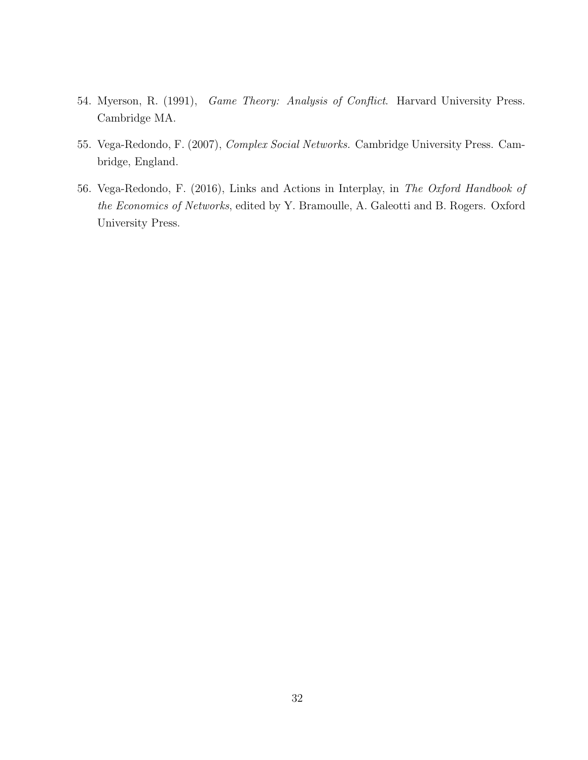54. Myerson, R. (1991), *Game Theory: Analysis of Conflict*. Harvard University Press. Cambridge MA.

55. Vega-Redondo, F. (2007), *Complex Social Networks.* Cambridge University Press. Cambridge, England.

56. Vega-Redondo, F. (2016), Links and Actions in Interplay, in *The Oxford Handbook of the Economics of Networks*, edited by Y. Bramoulle, A. Galeotti and B. Rogers. Oxford University Press.